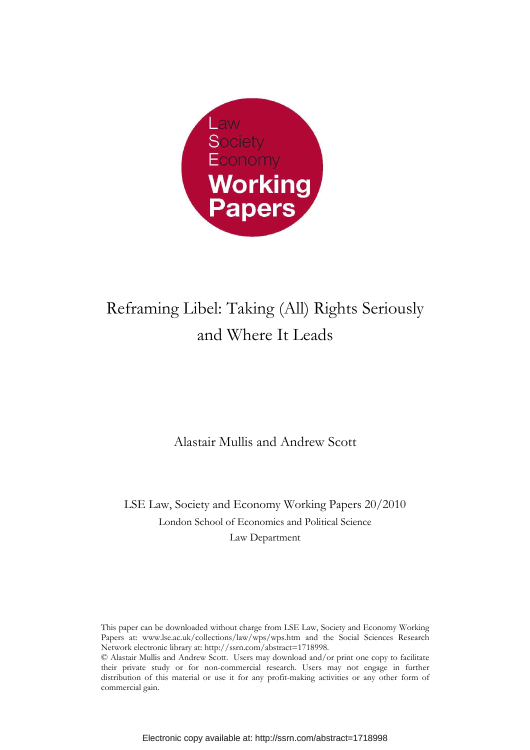Law
Society
Economy
**Working Papers**

# Reframing Libel: Taking (All) Rights Seriously and Where It Leads

Alastair Mullis and Andrew Scott

LSE Law, Society and Economy Working Papers 20/2010
London School of Economics and Political Science
Law Department

This paper can be downloaded without charge from LSE Law, Society and Economy Working Papers at: www.lse.ac.uk/collections/law/wps/wps.htm and the Social Sciences Research Network electronic library at: http://ssrn.com/abstract=1718998.

© Alastair Mullis and Andrew Scott. Users may download and/or print one copy to facilitate their private study or for non-commercial research. Users may not engage in further distribution of this material or use it for any profit-making activities or any other form of commercial gain.

Electronic copy available at: http://ssrn.com/abstract=1718998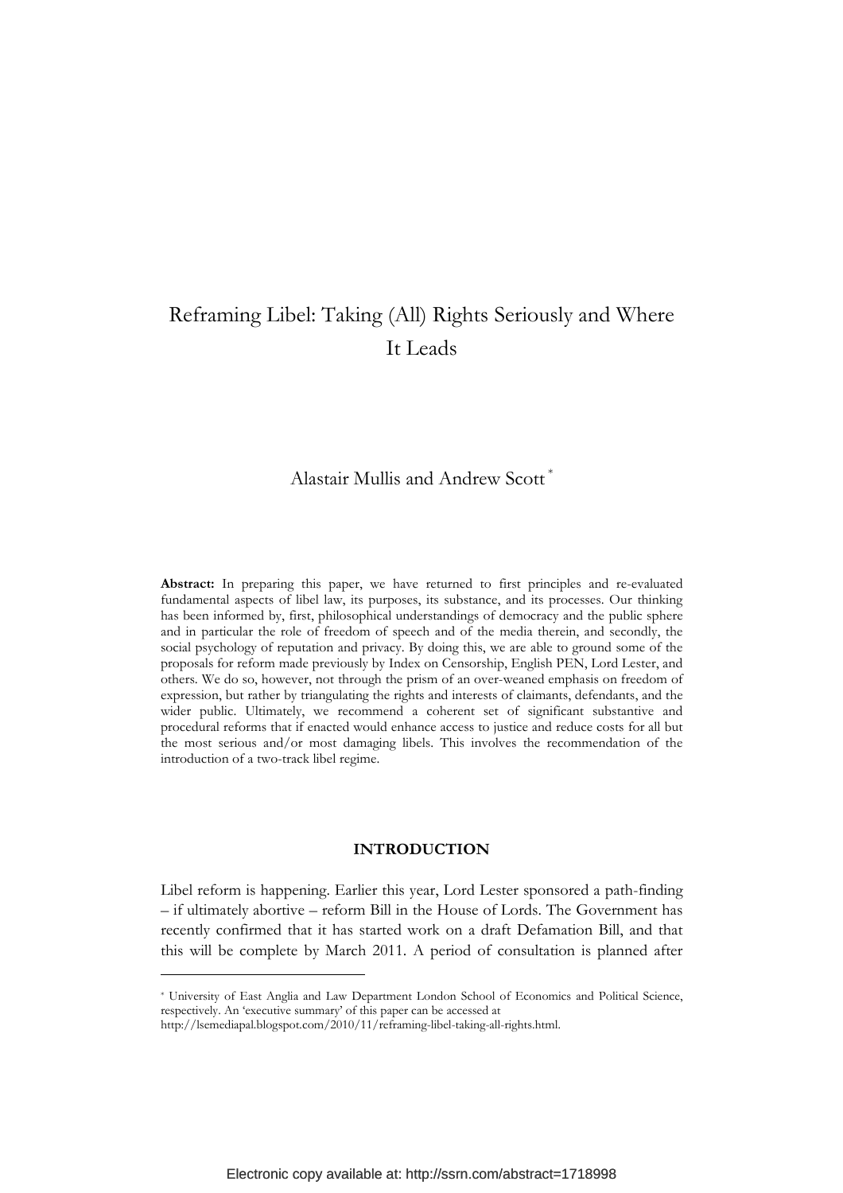# Reframing Libel: Taking (All) Rights Seriously and Where It Leads

Alastair Mullis and Andrew Scott [*]

**Abstract:** In preparing this paper, we have returned to first principles and re-evaluated fundamental aspects of libel law, its purposes, its substance, and its processes. Our thinking has been informed by, first, philosophical understandings of democracy and the public sphere and in particular the role of freedom of speech and of the media therein, and secondly, the social psychology of reputation and privacy. By doing this, we are able to ground some of the proposals for reform made previously by Index on Censorship, English PEN, Lord Lester, and others. We do so, however, not through the prism of an over-weaned emphasis on freedom of expression, but rather by triangulating the rights and interests of claimants, defendants, and the wider public. Ultimately, we recommend a coherent set of significant substantive and procedural reforms that if enacted would enhance access to justice and reduce costs for all but the most serious and/or most damaging libels. This involves the recommendation of the introduction of a two-track libel regime.

## INTRODUCTION

Libel reform is happening. Earlier this year, Lord Lester sponsored a path-finding – if ultimately abortive – reform Bill in the House of Lords. The Government has recently confirmed that it has started work on a draft Defamation Bill, and that this will be complete by March 2011. A period of consultation is planned after

---

[*] University of East Anglia and Law Department London School of Economics and Political Science, respectively. An 'executive summary' of this paper can be accessed at http://lsemediapal.blogspot.com/2010/11/reframing-libel-taking-all-rights.html.

Electronic copy available at: http://ssrn.com/abstract=1718998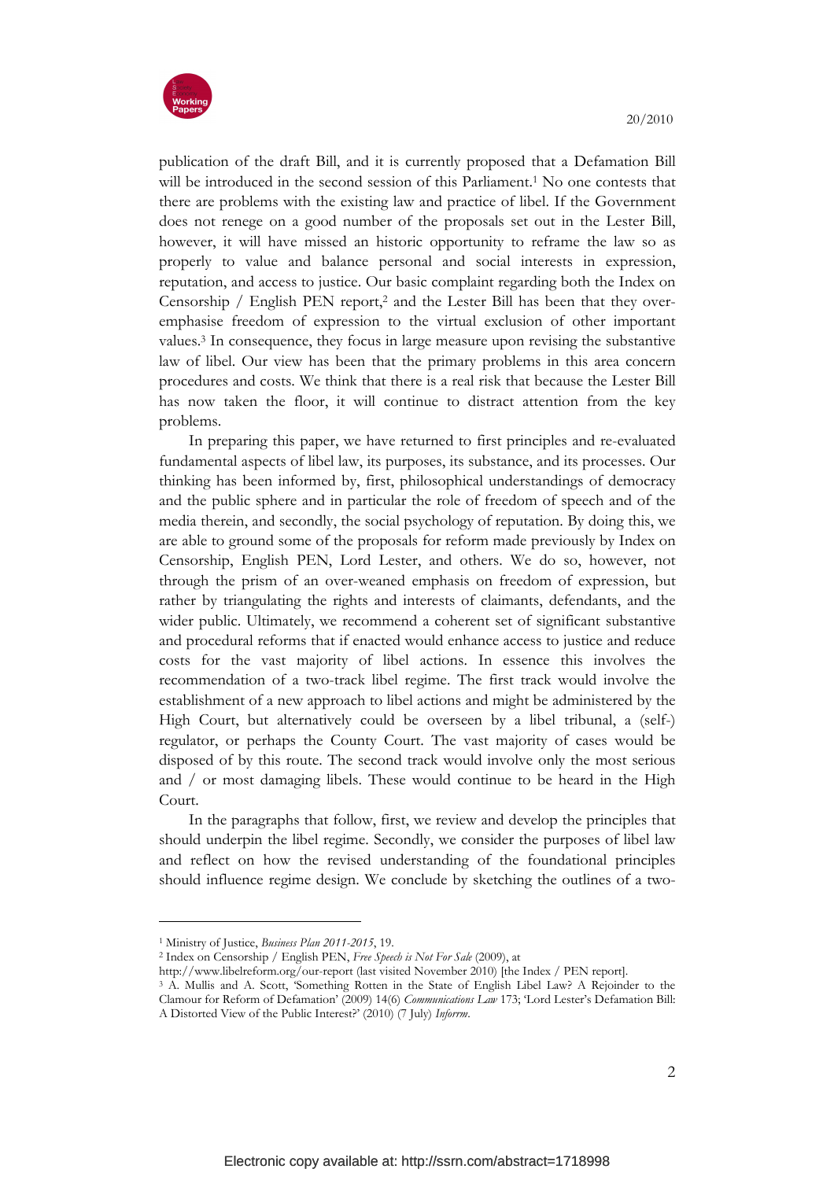publication of the draft Bill, and it is currently proposed that a Defamation Bill will be introduced in the second session of this Parliament.[1] No one contests that there are problems with the existing law and practice of libel. If the Government does not renege on a good number of the proposals set out in the Lester Bill, however, it will have missed an historic opportunity to reframe the law so as properly to value and balance personal and social interests in expression, reputation, and access to justice. Our basic complaint regarding both the Index on Censorship / English PEN report,[2] and the Lester Bill has been that they over-emphasise freedom of expression to the virtual exclusion of other important values.[3] In consequence, they focus in large measure upon revising the substantive law of libel. Our view has been that the primary problems in this area concern procedures and costs. We think that there is a real risk that because the Lester Bill has now taken the floor, it will continue to distract attention from the key problems.

In preparing this paper, we have returned to first principles and re-evaluated fundamental aspects of libel law, its purposes, its substance, and its processes. Our thinking has been informed by, first, philosophical understandings of democracy and the public sphere and in particular the role of freedom of speech and of the media therein, and secondly, the social psychology of reputation. By doing this, we are able to ground some of the proposals for reform made previously by Index on Censorship, English PEN, Lord Lester, and others. We do so, however, not through the prism of an over-weaned emphasis on freedom of expression, but rather by triangulating the rights and interests of claimants, defendants, and the wider public. Ultimately, we recommend a coherent set of significant substantive and procedural reforms that if enacted would enhance access to justice and reduce costs for the vast majority of libel actions. In essence this involves the recommendation of a two-track libel regime. The first track would involve the establishment of a new approach to libel actions and might be administered by the High Court, but alternatively could be overseen by a libel tribunal, a (self-) regulator, or perhaps the County Court. The vast majority of cases would be disposed of by this route. The second track would involve only the most serious and / or most damaging libels. These would continue to be heard in the High Court.

In the paragraphs that follow, first, we review and develop the principles that should underpin the libel regime. Secondly, we consider the purposes of libel law and reflect on how the revised understanding of the foundational principles should influence regime design. We conclude by sketching the outlines of a two-

---

[1] Ministry of Justice, *Business Plan 2011-2015*, 19.

[2] Index on Censorship / English PEN, *Free Speech is Not For Sale* (2009), at http://www.libelreform.org/our-report (last visited November 2010) [the Index / PEN report].

[3] A. Mullis and A. Scott, 'Something Rotten in the State of English Libel Law? A Rejoinder to the Clamour for Reform of Defamation' (2009) 14(6) *Communications Law* 173; 'Lord Lester's Defamation Bill: A Distorted View of the Public Interest?' (2010) (7 July) *Inforrm*.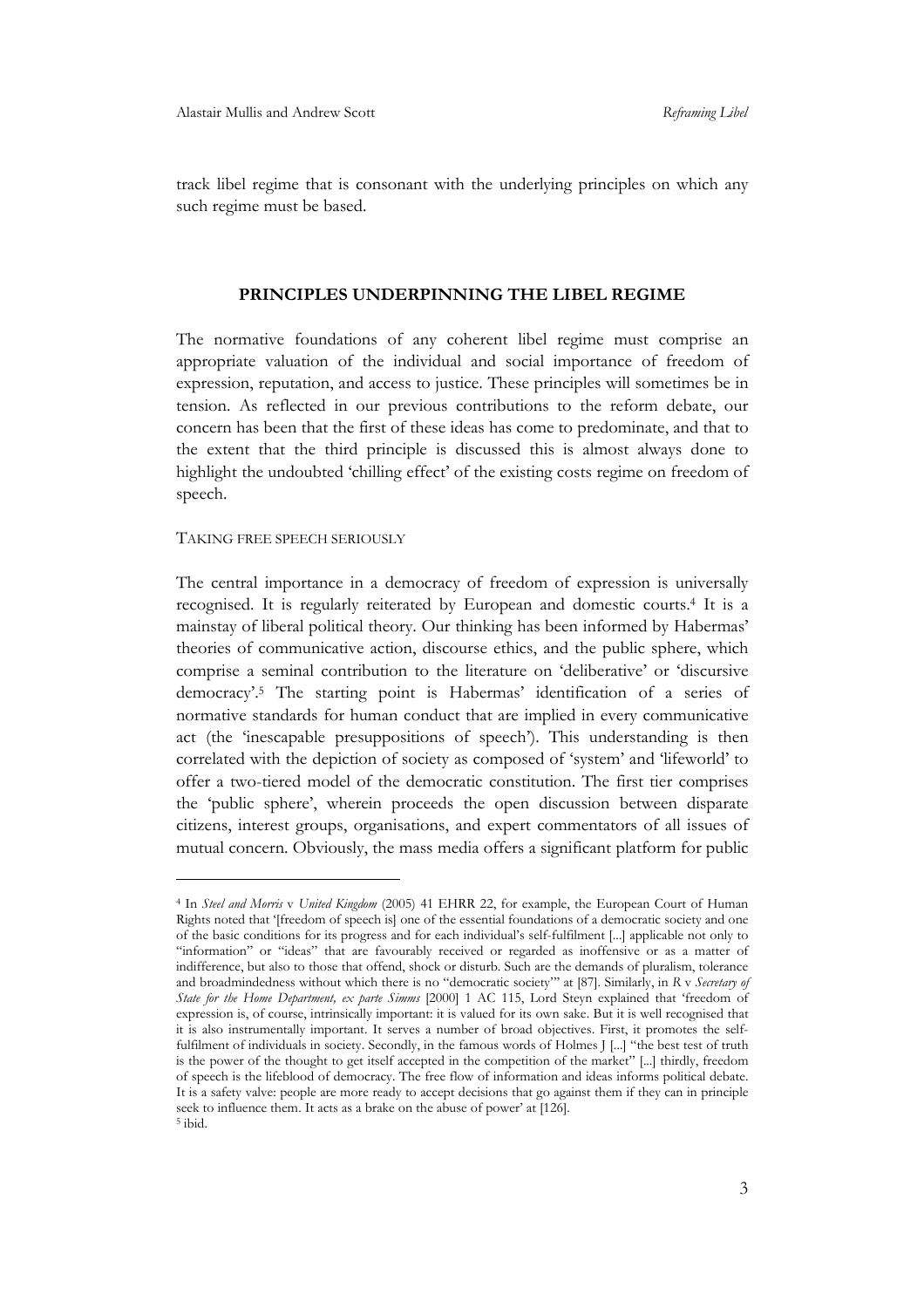track libel regime that is consonant with the underlying principles on which any such regime must be based.

## PRINCIPLES UNDERPINNING THE LIBEL REGIME

The normative foundations of any coherent libel regime must comprise an appropriate valuation of the individual and social importance of freedom of expression, reputation, and access to justice. These principles will sometimes be in tension. As reflected in our previous contributions to the reform debate, our concern has been that the first of these ideas has come to predominate, and that to the extent that the third principle is discussed this is almost always done to highlight the undoubted 'chilling effect' of the existing costs regime on freedom of speech.

### TAKING FREE SPEECH SERIOUSLY

The central importance in a democracy of freedom of expression is universally recognised. It is regularly reiterated by European and domestic courts.[4] It is a mainstay of liberal political theory. Our thinking has been informed by Habermas' theories of communicative action, discourse ethics, and the public sphere, which comprise a seminal contribution to the literature on 'deliberative' or 'discursive democracy'.[5] The starting point is Habermas' identification of a series of normative standards for human conduct that are implied in every communicative act (the 'inescapable presuppositions of speech'). This understanding is then correlated with the depiction of society as composed of 'system' and 'lifeworld' to offer a two-tiered model of the democratic constitution. The first tier comprises the 'public sphere', wherein proceeds the open discussion between disparate citizens, interest groups, organisations, and expert commentators of all issues of mutual concern. Obviously, the mass media offers a significant platform for public

---

[4] In *Steel and Morris* v *United Kingdom* (2005) 41 EHRR 22, for example, the European Court of Human Rights noted that '[freedom of speech is] one of the essential foundations of a democratic society and one of the basic conditions for its progress and for each individual's self-fulfilment [...] applicable not only to "information" or "ideas" that are favourably received or regarded as inoffensive or as a matter of indifference, but also to those that offend, shock or disturb. Such are the demands of pluralism, tolerance and broadmindedness without which there is no "democratic society"' at [87]. Similarly, in *R* v *Secretary of State for the Home Department, ex parte Simms* [2000] 1 AC 115, Lord Steyn explained that 'freedom of expression is, of course, intrinsically important: it is valued for its own sake. But it is well recognised that it is also instrumentally important. It serves a number of broad objectives. First, it promotes the self-fulfilment of individuals in society. Secondly, in the famous words of Holmes J [...] "the best test of truth is the power of the thought to get itself accepted in the competition of the market" [...] thirdly, freedom of speech is the lifeblood of democracy. The free flow of information and ideas informs political debate. It is a safety valve: people are more ready to accept decisions that go against them if they can in principle seek to influence them. It acts as a brake on the abuse of power' at [126].

[5] ibid.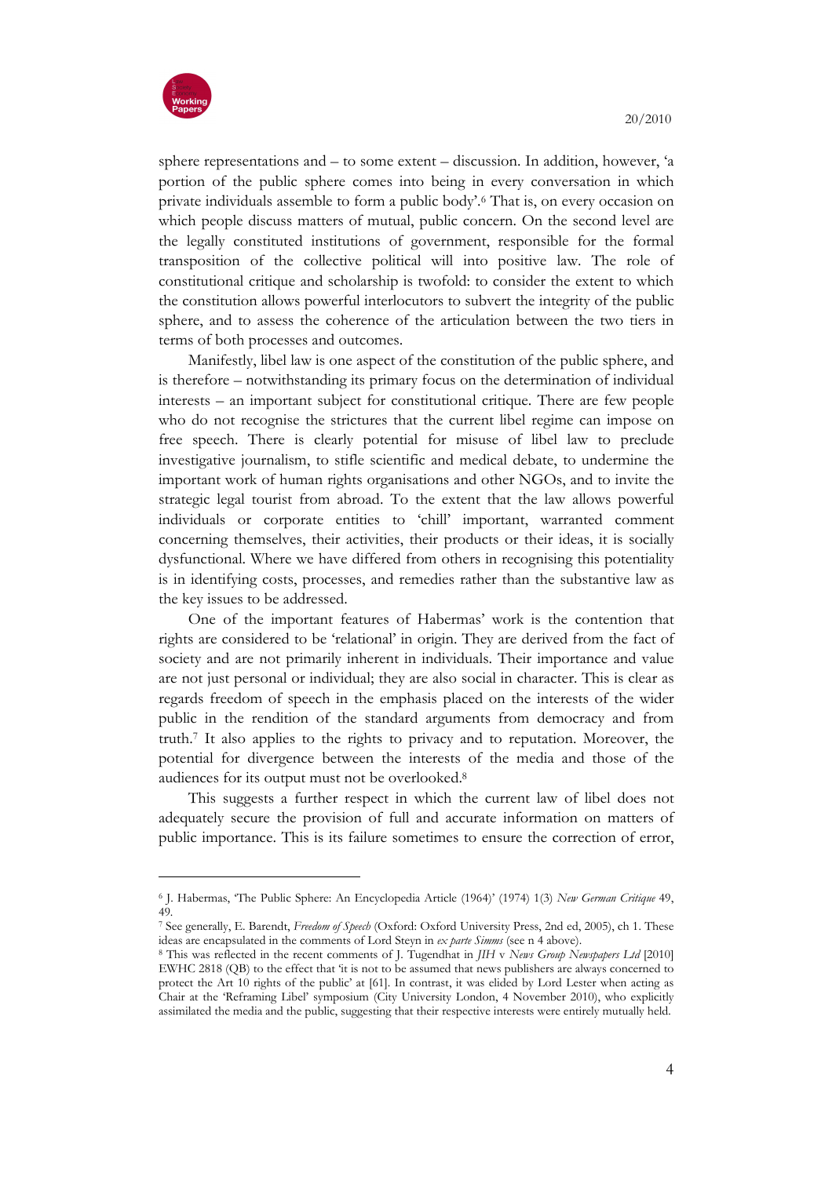sphere representations and – to some extent – discussion. In addition, however, 'a portion of the public sphere comes into being in every conversation in which private individuals assemble to form a public body'.[6] That is, on every occasion on which people discuss matters of mutual, public concern. On the second level are the legally constituted institutions of government, responsible for the formal transposition of the collective political will into positive law. The role of constitutional critique and scholarship is twofold: to consider the extent to which the constitution allows powerful interlocutors to subvert the integrity of the public sphere, and to assess the coherence of the articulation between the two tiers in terms of both processes and outcomes.

Manifestly, libel law is one aspect of the constitution of the public sphere, and is therefore – notwithstanding its primary focus on the determination of individual interests – an important subject for constitutional critique. There are few people who do not recognise the strictures that the current libel regime can impose on free speech. There is clearly potential for misuse of libel law to preclude investigative journalism, to stifle scientific and medical debate, to undermine the important work of human rights organisations and other NGOs, and to invite the strategic legal tourist from abroad. To the extent that the law allows powerful individuals or corporate entities to 'chill' important, warranted comment concerning themselves, their activities, their products or their ideas, it is socially dysfunctional. Where we have differed from others in recognising this potentiality is in identifying costs, processes, and remedies rather than the substantive law as the key issues to be addressed.

One of the important features of Habermas' work is the contention that rights are considered to be 'relational' in origin. They are derived from the fact of society and are not primarily inherent in individuals. Their importance and value are not just personal or individual; they are also social in character. This is clear as regards freedom of speech in the emphasis placed on the interests of the wider public in the rendition of the standard arguments from democracy and from truth.[7] It also applies to the rights to privacy and to reputation. Moreover, the potential for divergence between the interests of the media and those of the audiences for its output must not be overlooked.[8]

This suggests a further respect in which the current law of libel does not adequately secure the provision of full and accurate information on matters of public importance. This is its failure sometimes to ensure the correction of error,

---

[6] J. Habermas, 'The Public Sphere: An Encyclopedia Article (1964)' (1974) 1(3) *New German Critique* 49, 49.

[7] See generally, E. Barendt, *Freedom of Speech* (Oxford: Oxford University Press, 2nd ed, 2005), ch 1. These ideas are encapsulated in the comments of Lord Steyn in *ex parte Simms* (see n 4 above).

[8] This was reflected in the recent comments of J. Tugendhat in *JIH* v *News Group Newspapers Ltd* [2010] EWHC 2818 (QB) to the effect that 'it is not to be assumed that news publishers are always concerned to protect the Art 10 rights of the public' at [61]. In contrast, it was elided by Lord Lester when acting as Chair at the 'Reframing Libel' symposium (City University London, 4 November 2010), who explicitly assimilated the media and the public, suggesting that their respective interests were entirely mutually held.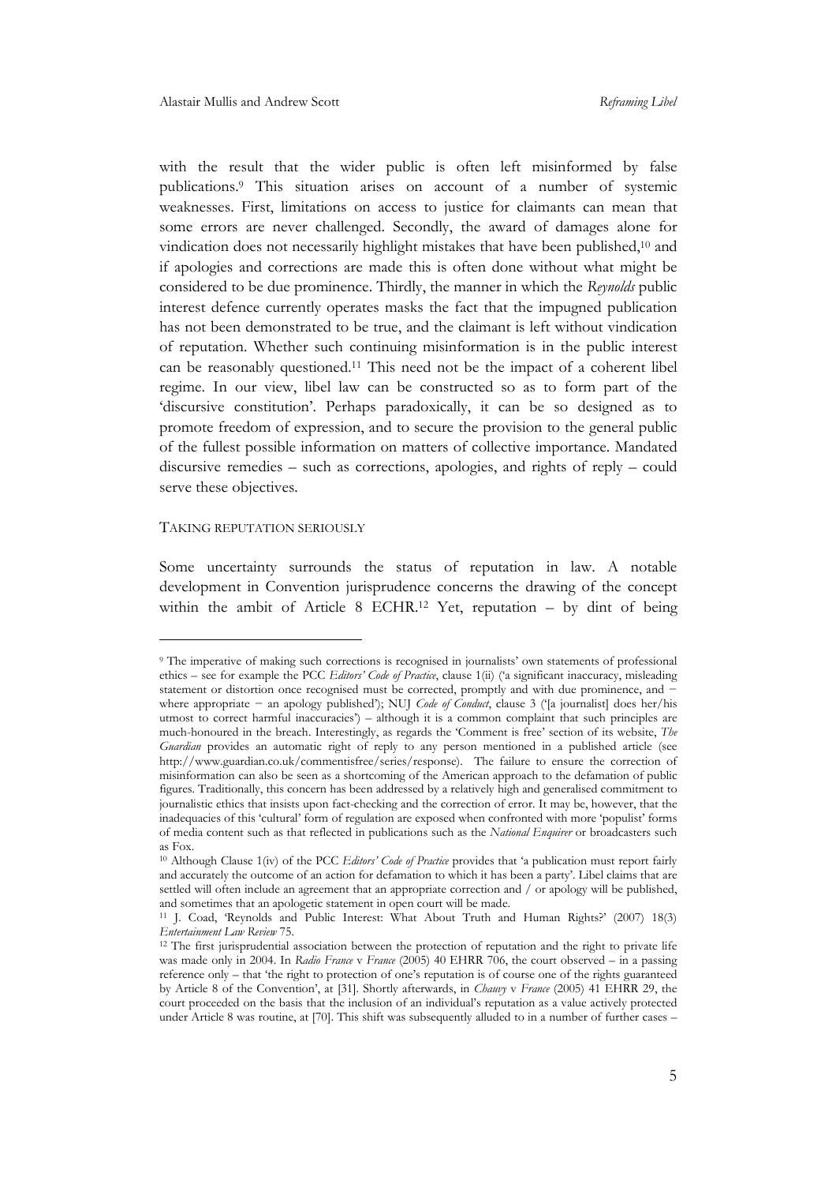with the result that the wider public is often left misinformed by false publications.[9] This situation arises on account of a number of systemic weaknesses. First, limitations on access to justice for claimants can mean that some errors are never challenged. Secondly, the award of damages alone for vindication does not necessarily highlight mistakes that have been published,[10] and if apologies and corrections are made this is often done without what might be considered to be due prominence. Thirdly, the manner in which the *Reynolds* public interest defence currently operates masks the fact that the impugned publication has not been demonstrated to be true, and the claimant is left without vindication of reputation. Whether such continuing misinformation is in the public interest can be reasonably questioned.[11] This need not be the impact of a coherent libel regime. In our view, libel law can be constructed so as to form part of the 'discursive constitution'. Perhaps paradoxically, it can be so designed as to promote freedom of expression, and to secure the provision to the general public of the fullest possible information on matters of collective importance. Mandated discursive remedies – such as corrections, apologies, and rights of reply – could serve these objectives.

## TAKING REPUTATION SERIOUSLY

Some uncertainty surrounds the status of reputation in law. A notable development in Convention jurisprudence concerns the drawing of the concept within the ambit of Article 8 ECHR.[12] Yet, reputation – by dint of being

---

[9] The imperative of making such corrections is recognised in journalists' own statements of professional ethics – see for example the PCC *Editors' Code of Practice*, clause 1(ii) ('a significant inaccuracy, misleading statement or distortion once recognised must be corrected, promptly and with due prominence, and − where appropriate − an apology published'); NUJ *Code of Conduct*, clause 3 ('[a journalist] does her/his utmost to correct harmful inaccuracies') – although it is a common complaint that such principles are much-honoured in the breach. Interestingly, as regards the 'Comment is free' section of its website, *The Guardian* provides an automatic right of reply to any person mentioned in a published article (see http://www.guardian.co.uk/commentisfree/series/response). The failure to ensure the correction of misinformation can also be seen as a shortcoming of the American approach to the defamation of public figures. Traditionally, this concern has been addressed by a relatively high and generalised commitment to journalistic ethics that insists upon fact-checking and the correction of error. It may be, however, that the inadequacies of this 'cultural' form of regulation are exposed when confronted with more 'populist' forms of media content such as that reflected in publications such as the *National Enquirer* or broadcasters such as Fox.

[10] Although Clause 1(iv) of the PCC *Editors' Code of Practice* provides that 'a publication must report fairly and accurately the outcome of an action for defamation to which it has been a party'. Libel claims that are settled will often include an agreement that an appropriate correction and / or apology will be published, and sometimes that an apologetic statement in open court will be made.

[11] J. Coad, 'Reynolds and Public Interest: What About Truth and Human Rights?' (2007) 18(3) *Entertainment Law Review* 75.

[12] The first jurisprudential association between the protection of reputation and the right to private life was made only in 2004. In *Radio France* v *France* (2005) 40 EHRR 706, the court observed – in a passing reference only – that 'the right to protection of one's reputation is of course one of the rights guaranteed by Article 8 of the Convention', at [31]. Shortly afterwards, in *Chauvy* v *France* (2005) 41 EHRR 29, the court proceeded on the basis that the inclusion of an individual's reputation as a value actively protected under Article 8 was routine, at [70]. This shift was subsequently alluded to in a number of further cases –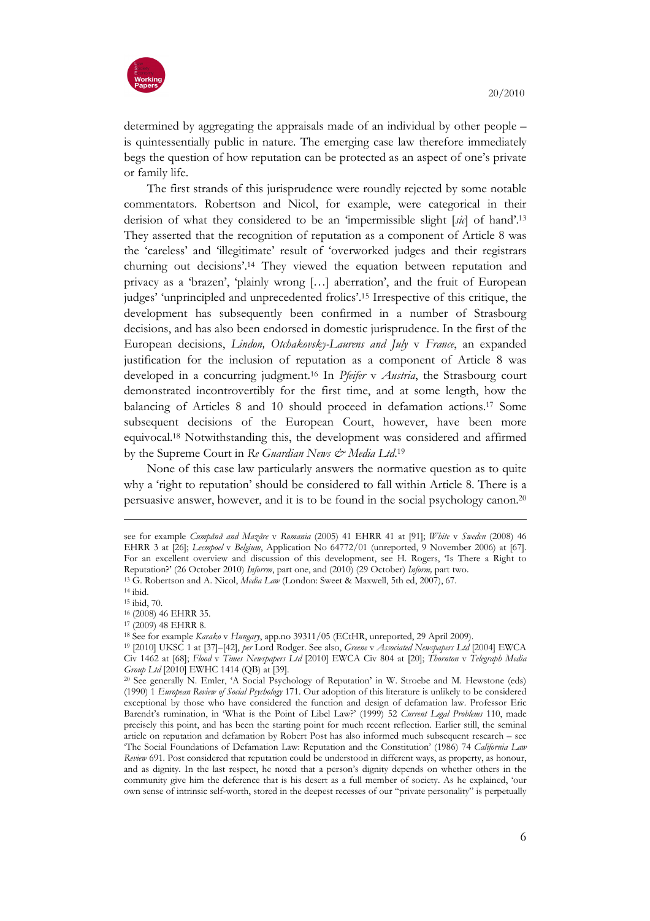determined by aggregating the appraisals made of an individual by other people – is quintessentially public in nature. The emerging case law therefore immediately begs the question of how reputation can be protected as an aspect of one's private or family life.

The first strands of this jurisprudence were roundly rejected by some notable commentators. Robertson and Nicol, for example, were categorical in their derision of what they considered to be an 'impermissible slight [*sic*] of hand'.[13] They asserted that the recognition of reputation as a component of Article 8 was the 'careless' and 'illegitimate' result of 'overworked judges and their registrars churning out decisions'.[14] They viewed the equation between reputation and privacy as a 'brazen', 'plainly wrong […] aberration', and the fruit of European judges' 'unprincipled and unprecedented frolics'.[15] Irrespective of this critique, the development has subsequently been confirmed in a number of Strasbourg decisions, and has also been endorsed in domestic jurisprudence. In the first of the European decisions, *Lindon, Otchakovsky-Laurens and July* v *France*, an expanded justification for the inclusion of reputation as a component of Article 8 was developed in a concurring judgment.[16] In *Pfeifer* v *Austria*, the Strasbourg court demonstrated incontrovertibly for the first time, and at some length, how the balancing of Articles 8 and 10 should proceed in defamation actions.[17] Some subsequent decisions of the European Court, however, have been more equivocal.[18] Notwithstanding this, the development was considered and affirmed by the Supreme Court in *Re Guardian News & Media Ltd*.[19]

None of this case law particularly answers the normative question as to quite why a 'right to reputation' should be considered to fall within Article 8. There is a persuasive answer, however, and it is to be found in the social psychology canon.[20]

---

see for example *Cumpănă and Mazăre* v *Romania* (2005) 41 EHRR 41 at [91]; *White* v *Sweden* (2008) 46 EHRR 3 at [26]; *Leempoel* v *Belgium*, Application No 64772/01 (unreported, 9 November 2006) at [67]. For an excellent overview and discussion of this development, see H. Rogers, 'Is There a Right to Reputation?' (26 October 2010) *Inforrm*, part one, and (2010) (29 October) *Inform,* part two.

[13] G. Robertson and A. Nicol, *Media Law* (London: Sweet & Maxwell, 5th ed, 2007), 67.

[14] ibid.

[15] ibid, 70.

[16] (2008) 46 EHRR 35.

[17] (2009) 48 EHRR 8.

[18] See for example *Karako* v *Hungary*, app.no 39311/05 (ECtHR, unreported, 29 April 2009).

[19] [2010] UKSC 1 at [37]–[42], *per* Lord Rodger. See also, *Greene* v *Associated Newspapers Ltd* [2004] EWCA Civ 1462 at [68]; *Flood* v *Times Newspapers Ltd* [2010] EWCA Civ 804 at [20]; *Thornton* v *Telegraph Media Group Ltd* [2010] EWHC 1414 (QB) at [39].

[20] See generally N. Emler, 'A Social Psychology of Reputation' in W. Stroebe and M. Hewstone (eds) (1990) 1 *European Review of Social Psychology* 171. Our adoption of this literature is unlikely to be considered exceptional by those who have considered the function and design of defamation law. Professor Eric Barendt's rumination, in 'What is the Point of Libel Law?' (1999) 52 *Current Legal Problems* 110, made precisely this point, and has been the starting point for much recent reflection. Earlier still, the seminal article on reputation and defamation by Robert Post has also informed much subsequent research – see 'The Social Foundations of Defamation Law: Reputation and the Constitution' (1986) 74 *California Law Review* 691. Post considered that reputation could be understood in different ways, as property, as honour, and as dignity. In the last respect, he noted that a person's dignity depends on whether others in the community give him the deference that is his desert as a full member of society. As he explained, 'our own sense of intrinsic self-worth, stored in the deepest recesses of our "private personality" is perpetually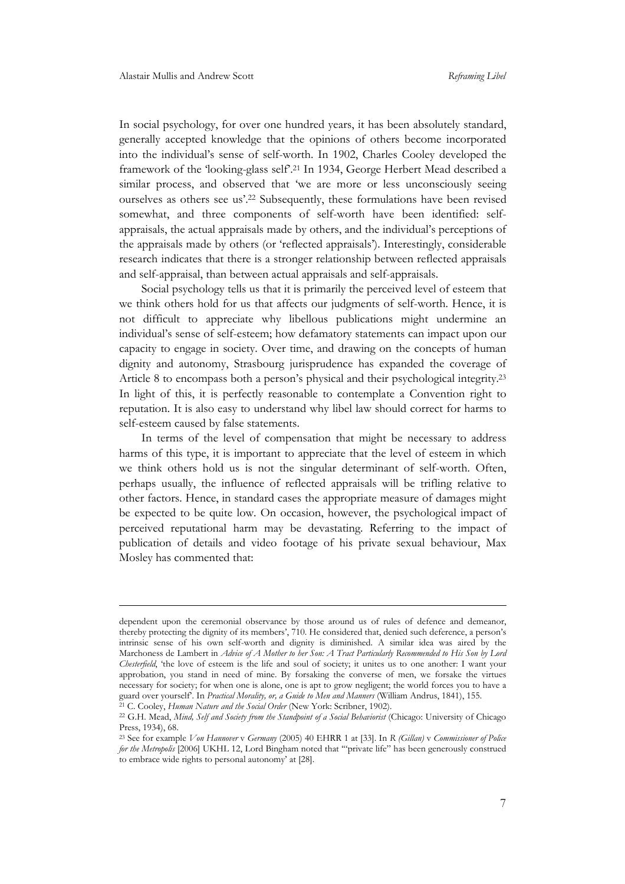In social psychology, for over one hundred years, it has been absolutely standard, generally accepted knowledge that the opinions of others become incorporated into the individual's sense of self-worth. In 1902, Charles Cooley developed the framework of the 'looking-glass self'.[21] In 1934, George Herbert Mead described a similar process, and observed that 'we are more or less unconsciously seeing ourselves as others see us'.[22] Subsequently, these formulations have been revised somewhat, and three components of self-worth have been identified: self-appraisals, the actual appraisals made by others, and the individual's perceptions of the appraisals made by others (or 'reflected appraisals'). Interestingly, considerable research indicates that there is a stronger relationship between reflected appraisals and self-appraisal, than between actual appraisals and self-appraisals.

Social psychology tells us that it is primarily the perceived level of esteem that we think others hold for us that affects our judgments of self-worth. Hence, it is not difficult to appreciate why libellous publications might undermine an individual's sense of self-esteem; how defamatory statements can impact upon our capacity to engage in society. Over time, and drawing on the concepts of human dignity and autonomy, Strasbourg jurisprudence has expanded the coverage of Article 8 to encompass both a person's physical and their psychological integrity.[23] In light of this, it is perfectly reasonable to contemplate a Convention right to reputation. It is also easy to understand why libel law should correct for harms to self-esteem caused by false statements.

In terms of the level of compensation that might be necessary to address harms of this type, it is important to appreciate that the level of esteem in which we think others hold us is not the singular determinant of self-worth. Often, perhaps usually, the influence of reflected appraisals will be trifling relative to other factors. Hence, in standard cases the appropriate measure of damages might be expected to be quite low. On occasion, however, the psychological impact of perceived reputational harm may be devastating. Referring to the impact of publication of details and video footage of his private sexual behaviour, Max Mosley has commented that:

---

dependent upon the ceremonial observance by those around us of rules of defence and demeanor, thereby protecting the dignity of its members', 710. He considered that, denied such deference, a person's intrinsic sense of his own self-worth and dignity is diminished. A similar idea was aired by the Marchoness de Lambert in *Advice of A Mother to her Son: A Tract Particularly Recommended to His Son by Lord Chesterfield*, 'the love of esteem is the life and soul of society; it unites us to one another: I want your approbation, you stand in need of mine. By forsaking the converse of men, we forsake the virtues necessary for society; for when one is alone, one is apt to grow negligent; the world forces you to have a guard over yourself'. In *Practical Morality, or, a Guide to Men and Manners* (William Andrus, 1841), 155.

[21] C. Cooley, *Human Nature and the Social Order* (New York: Scribner, 1902).

[22] G.H. Mead, *Mind, Self and Society from the Standpoint of a Social Behaviorist* (Chicago: University of Chicago Press, 1934), 68.

[23] See for example *Von Hannover* v *Germany* (2005) 40 EHRR 1 at [33]. In *R (Gillan)* v *Commissioner of Police for the Metropolis* [2006] UKHL 12, Lord Bingham noted that '"private life" has been generously construed to embrace wide rights to personal autonomy' at [28].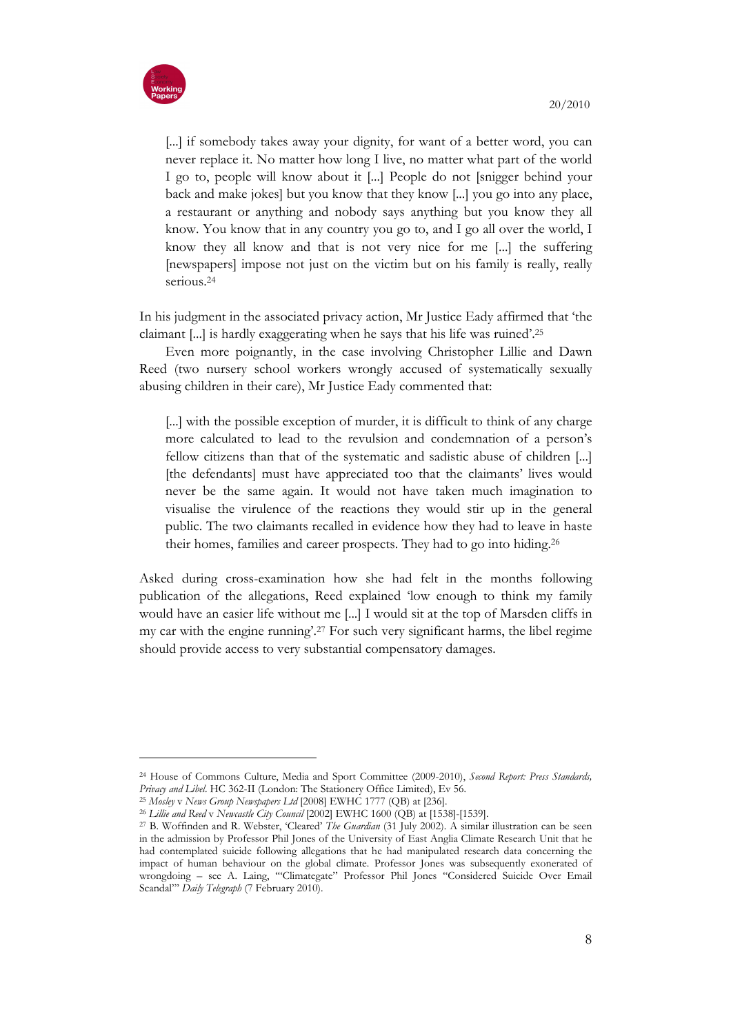> [...] if somebody takes away your dignity, for want of a better word, you can never replace it. No matter how long I live, no matter what part of the world I go to, people will know about it [...] People do not [snigger behind your back and make jokes] but you know that they know [...] you go into any place, a restaurant or anything and nobody says anything but you know they all know. You know that in any country you go to, and I go all over the world, I know they all know and that is not very nice for me [...] the suffering [newspapers] impose not just on the victim but on his family is really, really serious.[24]

In his judgment in the associated privacy action, Mr Justice Eady affirmed that 'the claimant [...] is hardly exaggerating when he says that his life was ruined'.[25]

Even more poignantly, in the case involving Christopher Lillie and Dawn Reed (two nursery school workers wrongly accused of systematically sexually abusing children in their care), Mr Justice Eady commented that:

> [...] with the possible exception of murder, it is difficult to think of any charge more calculated to lead to the revulsion and condemnation of a person's fellow citizens than that of the systematic and sadistic abuse of children [...] [the defendants] must have appreciated too that the claimants' lives would never be the same again. It would not have taken much imagination to visualise the virulence of the reactions they would stir up in the general public. The two claimants recalled in evidence how they had to leave in haste their homes, families and career prospects. They had to go into hiding.[26]

Asked during cross-examination how she had felt in the months following publication of the allegations, Reed explained 'low enough to think my family would have an easier life without me [...] I would sit at the top of Marsden cliffs in my car with the engine running'.[27] For such very significant harms, the libel regime should provide access to very substantial compensatory damages.

---

[24] House of Commons Culture, Media and Sport Committee (2009-2010), *Second Report: Press Standards, Privacy and Libel*. HC 362-II (London: The Stationery Office Limited), Ev 56.

[25] *Mosley* v *News Group Newspapers Ltd* [2008] EWHC 1777 (QB) at [236].

[26] *Lillie and Reed* v *Newcastle City Council* [2002] EWHC 1600 (QB) at [1538]-[1539].

[27] B. Woffinden and R. Webster, 'Cleared' *The Guardian* (31 July 2002). A similar illustration can be seen in the admission by Professor Phil Jones of the University of East Anglia Climate Research Unit that he had contemplated suicide following allegations that he had manipulated research data concerning the impact of human behaviour on the global climate. Professor Jones was subsequently exonerated of wrongdoing – see A. Laing, '"Climategate" Professor Phil Jones "Considered Suicide Over Email Scandal"' *Daily Telegraph* (7 February 2010).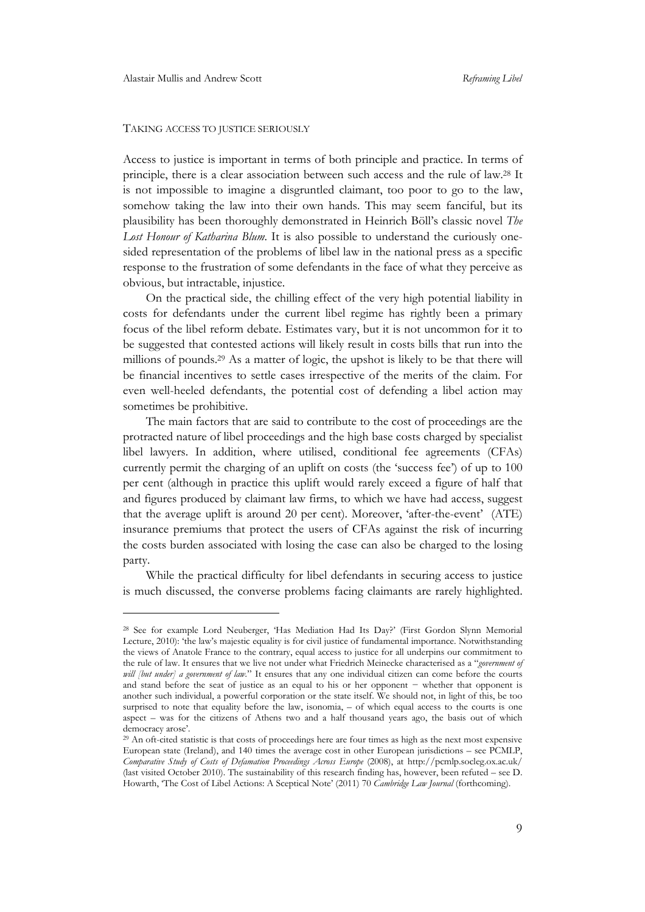TAKING ACCESS TO JUSTICE SERIOUSLY

Access to justice is important in terms of both principle and practice. In terms of principle, there is a clear association between such access and the rule of law.[28] It is not impossible to imagine a disgruntled claimant, too poor to go to the law, somehow taking the law into their own hands. This may seem fanciful, but its plausibility has been thoroughly demonstrated in Heinrich Böll's classic novel *The Lost Honour of Katharina Blum*. It is also possible to understand the curiously one-sided representation of the problems of libel law in the national press as a specific response to the frustration of some defendants in the face of what they perceive as obvious, but intractable, injustice.

On the practical side, the chilling effect of the very high potential liability in costs for defendants under the current libel regime has rightly been a primary focus of the libel reform debate. Estimates vary, but it is not uncommon for it to be suggested that contested actions will likely result in costs bills that run into the millions of pounds.[29] As a matter of logic, the upshot is likely to be that there will be financial incentives to settle cases irrespective of the merits of the claim. For even well-heeled defendants, the potential cost of defending a libel action may sometimes be prohibitive.

The main factors that are said to contribute to the cost of proceedings are the protracted nature of libel proceedings and the high base costs charged by specialist libel lawyers. In addition, where utilised, conditional fee agreements (CFAs) currently permit the charging of an uplift on costs (the 'success fee') of up to 100 per cent (although in practice this uplift would rarely exceed a figure of half that and figures produced by claimant law firms, to which we have had access, suggest that the average uplift is around 20 per cent). Moreover, 'after-the-event' (ATE) insurance premiums that protect the users of CFAs against the risk of incurring the costs burden associated with losing the case can also be charged to the losing party.

While the practical difficulty for libel defendants in securing access to justice is much discussed, the converse problems facing claimants are rarely highlighted.

---

[28] See for example Lord Neuberger, 'Has Mediation Had Its Day?' (First Gordon Slynn Memorial Lecture, 2010): 'the law's majestic equality is for civil justice of fundamental importance. Notwithstanding the views of Anatole France to the contrary, equal access to justice for all underpins our commitment to the rule of law. It ensures that we live not under what Friedrich Meinecke characterised as a "*government of will [but under] a government of law*." It ensures that any one individual citizen can come before the courts and stand before the seat of justice as an equal to his or her opponent − whether that opponent is another such individual, a powerful corporation or the state itself. We should not, in light of this, be too surprised to note that equality before the law, isonomia, – of which equal access to the courts is one aspect – was for the citizens of Athens two and a half thousand years ago, the basis out of which democracy arose'.

[29] An oft-cited statistic is that costs of proceedings here are four times as high as the next most expensive European state (Ireland), and 140 times the average cost in other European jurisdictions – see PCMLP, *Comparative Study of Costs of Defamation Proceedings Across Europe* (2008), at http://pcmlp.socleg.ox.ac.uk/ (last visited October 2010). The sustainability of this research finding has, however, been refuted – see D. Howarth, 'The Cost of Libel Actions: A Sceptical Note' (2011) 70 *Cambridge Law Journal* (forthcoming).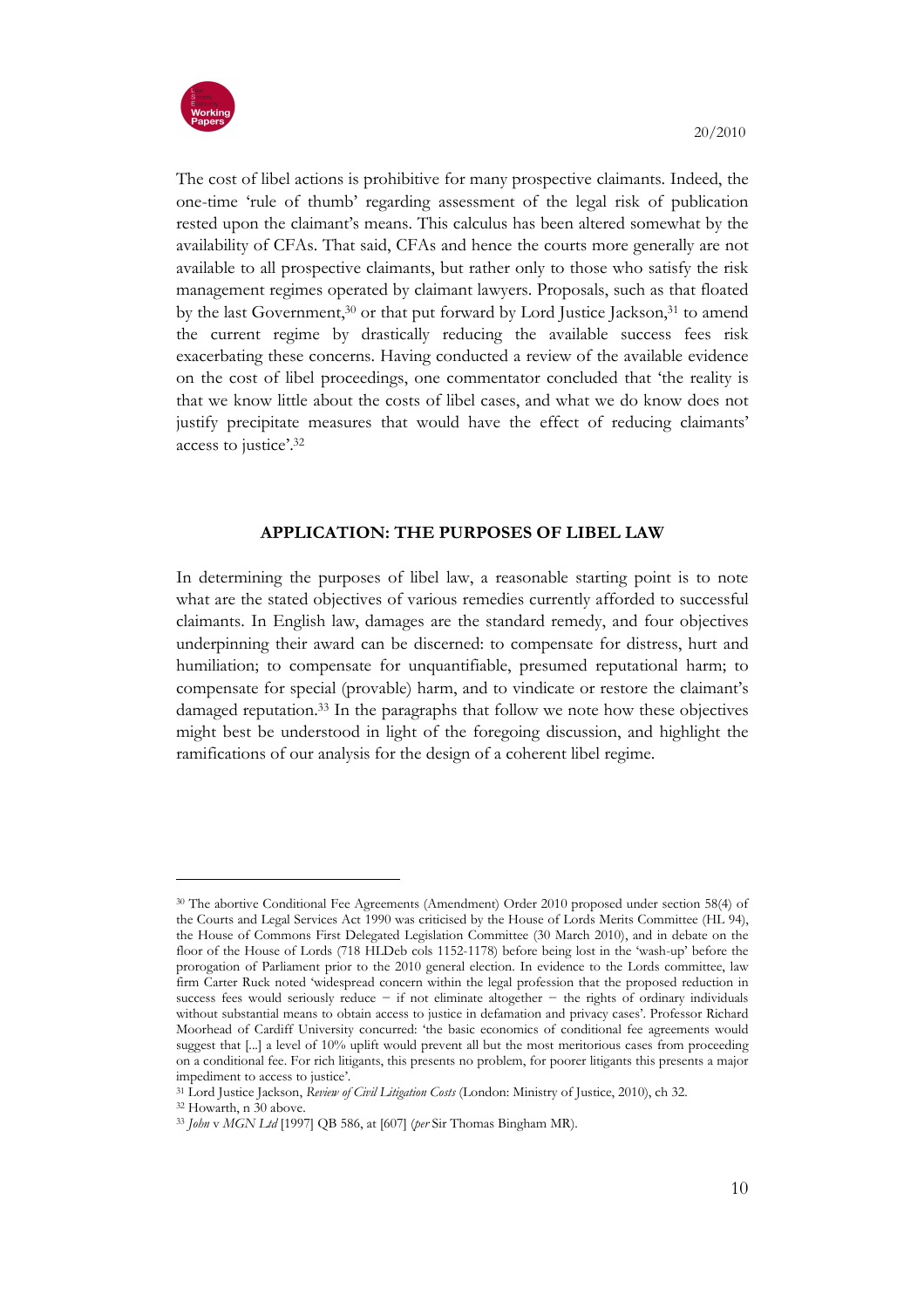The cost of libel actions is prohibitive for many prospective claimants. Indeed, the one-time 'rule of thumb' regarding assessment of the legal risk of publication rested upon the claimant's means. This calculus has been altered somewhat by the availability of CFAs. That said, CFAs and hence the courts more generally are not available to all prospective claimants, but rather only to those who satisfy the risk management regimes operated by claimant lawyers. Proposals, such as that floated by the last Government,[30] or that put forward by Lord Justice Jackson,[31] to amend the current regime by drastically reducing the available success fees risk exacerbating these concerns. Having conducted a review of the available evidence on the cost of libel proceedings, one commentator concluded that 'the reality is that we know little about the costs of libel cases, and what we do know does not justify precipitate measures that would have the effect of reducing claimants' access to justice'.[32]

## APPLICATION: THE PURPOSES OF LIBEL LAW

In determining the purposes of libel law, a reasonable starting point is to note what are the stated objectives of various remedies currently afforded to successful claimants. In English law, damages are the standard remedy, and four objectives underpinning their award can be discerned: to compensate for distress, hurt and humiliation; to compensate for unquantifiable, presumed reputational harm; to compensate for special (provable) harm, and to vindicate or restore the claimant's damaged reputation.[33] In the paragraphs that follow we note how these objectives might best be understood in light of the foregoing discussion, and highlight the ramifications of our analysis for the design of a coherent libel regime.

---

[30] The abortive Conditional Fee Agreements (Amendment) Order 2010 proposed under section 58(4) of the Courts and Legal Services Act 1990 was criticised by the House of Lords Merits Committee (HL 94), the House of Commons First Delegated Legislation Committee (30 March 2010), and in debate on the floor of the House of Lords (718 HLDeb cols 1152-1178) before being lost in the 'wash-up' before the prorogation of Parliament prior to the 2010 general election. In evidence to the Lords committee, law firm Carter Ruck noted 'widespread concern within the legal profession that the proposed reduction in success fees would seriously reduce − if not eliminate altogether − the rights of ordinary individuals without substantial means to obtain access to justice in defamation and privacy cases'. Professor Richard Moorhead of Cardiff University concurred: 'the basic economics of conditional fee agreements would suggest that [...] a level of 10% uplift would prevent all but the most meritorious cases from proceeding on a conditional fee. For rich litigants, this presents no problem, for poorer litigants this presents a major impediment to access to justice'.

[31] Lord Justice Jackson, *Review of Civil Litigation Costs* (London: Ministry of Justice, 2010), ch 32.

[32] Howarth, n 30 above.

[33] *John* v *MGN Ltd* [1997] QB 586, at [607] (*per* Sir Thomas Bingham MR).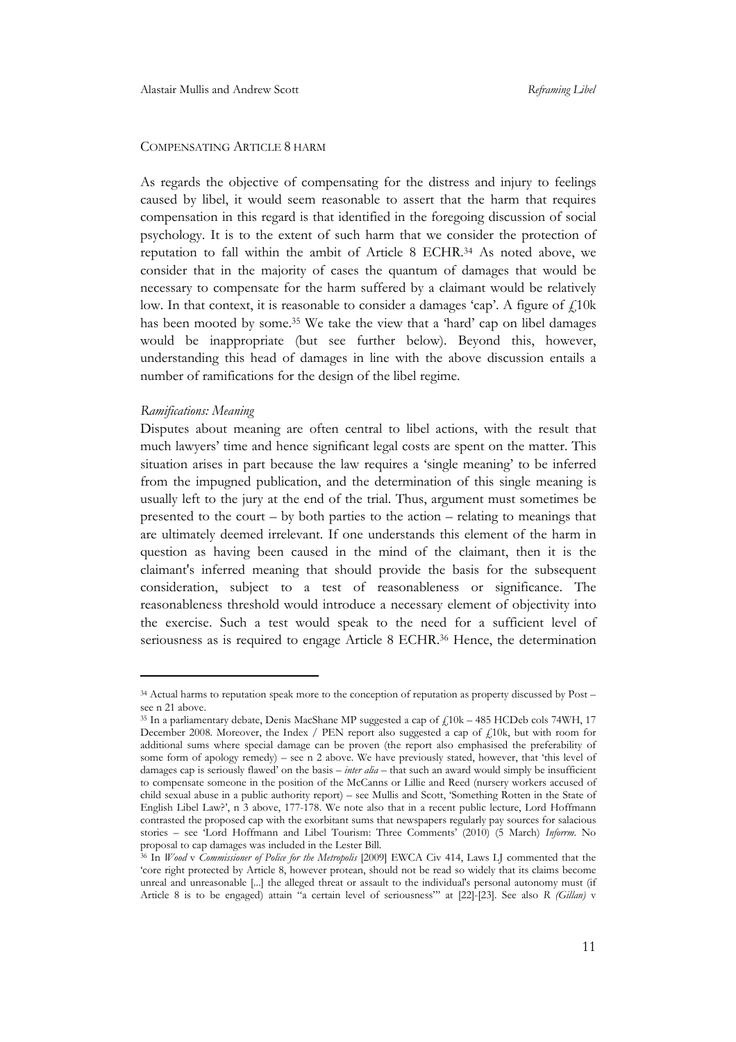### COMPENSATING ARTICLE 8 HARM

As regards the objective of compensating for the distress and injury to feelings caused by libel, it would seem reasonable to assert that the harm that requires compensation in this regard is that identified in the foregoing discussion of social psychology. It is to the extent of such harm that we consider the protection of reputation to fall within the ambit of Article 8 ECHR.[34] As noted above, we consider that in the majority of cases the quantum of damages that would be necessary to compensate for the harm suffered by a claimant would be relatively low. In that context, it is reasonable to consider a damages 'cap'. A figure of £10k has been mooted by some.[35] We take the view that a 'hard' cap on libel damages would be inappropriate (but see further below). Beyond this, however, understanding this head of damages in line with the above discussion entails a number of ramifications for the design of the libel regime.

*Ramifications: Meaning*

Disputes about meaning are often central to libel actions, with the result that much lawyers' time and hence significant legal costs are spent on the matter. This situation arises in part because the law requires a 'single meaning' to be inferred from the impugned publication, and the determination of this single meaning is usually left to the jury at the end of the trial. Thus, argument must sometimes be presented to the court – by both parties to the action – relating to meanings that are ultimately deemed irrelevant. If one understands this element of the harm in question as having been caused in the mind of the claimant, then it is the claimant's inferred meaning that should provide the basis for the subsequent consideration, subject to a test of reasonableness or significance. The reasonableness threshold would introduce a necessary element of objectivity into the exercise. Such a test would speak to the need for a sufficient level of seriousness as is required to engage Article 8 ECHR.[36] Hence, the determination

---

[34] Actual harms to reputation speak more to the conception of reputation as property discussed by Post – see n 21 above.

[35] In a parliamentary debate, Denis MacShane MP suggested a cap of £10k – 485 HCDeb cols 74WH, 17 December 2008. Moreover, the Index / PEN report also suggested a cap of £10k, but with room for additional sums where special damage can be proven (the report also emphasised the preferability of some form of apology remedy) – see n 2 above. We have previously stated, however, that 'this level of damages cap is seriously flawed' on the basis – *inter alia* – that such an award would simply be insufficient to compensate someone in the position of the McCanns or Lillie and Reed (nursery workers accused of child sexual abuse in a public authority report) – see Mullis and Scott, 'Something Rotten in the State of English Libel Law?', n 3 above, 177-178. We note also that in a recent public lecture, Lord Hoffmann contrasted the proposed cap with the exorbitant sums that newspapers regularly pay sources for salacious stories – see 'Lord Hoffmann and Libel Tourism: Three Comments' (2010) (5 March) *Inforrm*. No proposal to cap damages was included in the Lester Bill.

[36] In *Wood* v *Commissioner of Police for the Metropolis* [2009] EWCA Civ 414, Laws LJ commented that the 'core right protected by Article 8, however protean, should not be read so widely that its claims become unreal and unreasonable [...] the alleged threat or assault to the individual's personal autonomy must (if Article 8 is to be engaged) attain "a certain level of seriousness"' at [22]-[23]. See also *R (Gillan)* v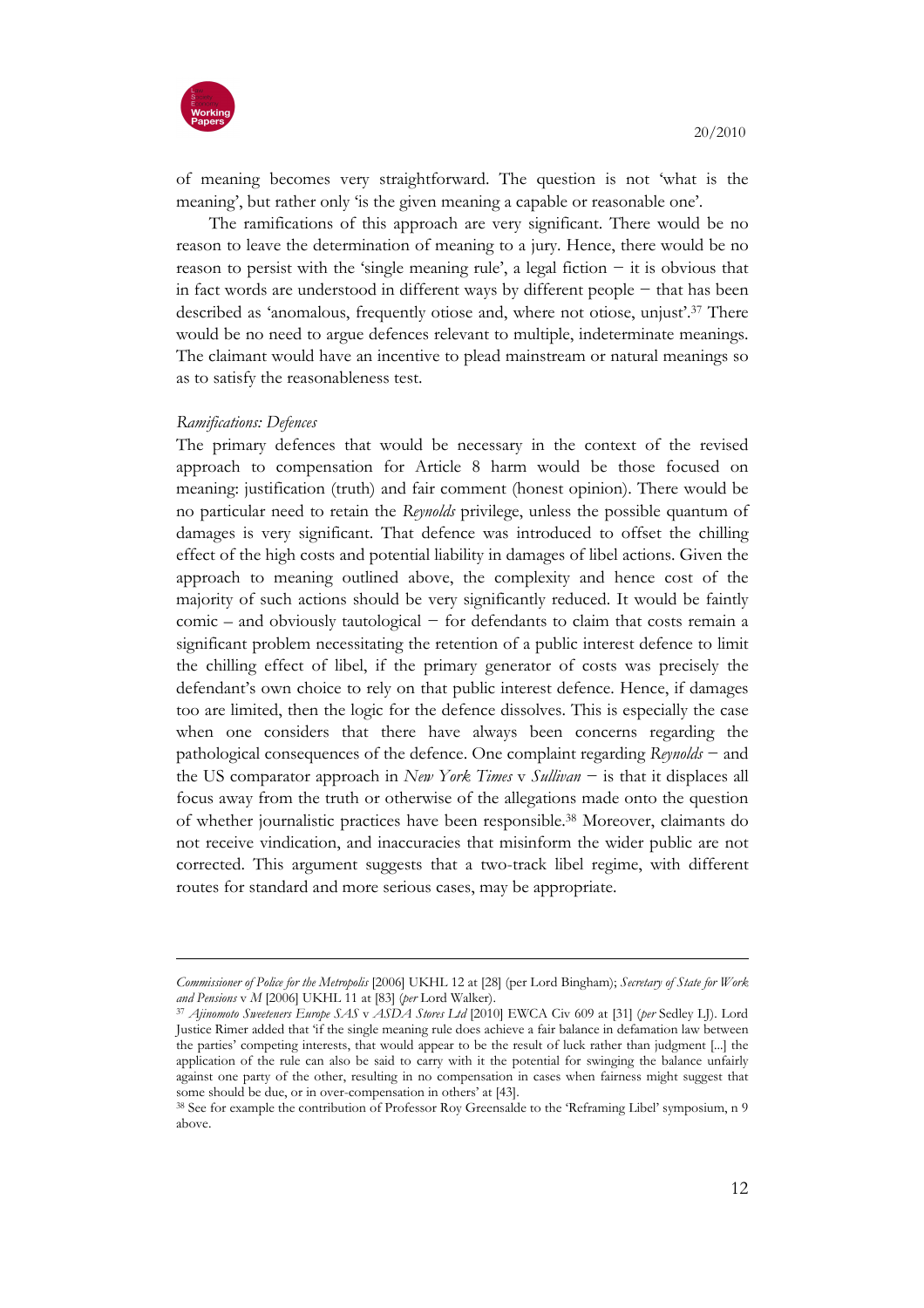of meaning becomes very straightforward. The question is not 'what is the meaning', but rather only 'is the given meaning a capable or reasonable one'.

The ramifications of this approach are very significant. There would be no reason to leave the determination of meaning to a jury. Hence, there would be no reason to persist with the 'single meaning rule', a legal fiction – it is obvious that in fact words are understood in different ways by different people – that has been described as 'anomalous, frequently otiose and, where not otiose, unjust'.[37] There would be no need to argue defences relevant to multiple, indeterminate meanings. The claimant would have an incentive to plead mainstream or natural meanings so as to satisfy the reasonableness test.

*Ramifications: Defences*

The primary defences that would be necessary in the context of the revised approach to compensation for Article 8 harm would be those focused on meaning: justification (truth) and fair comment (honest opinion). There would be no particular need to retain the *Reynolds* privilege, unless the possible quantum of damages is very significant. That defence was introduced to offset the chilling effect of the high costs and potential liability in damages of libel actions. Given the approach to meaning outlined above, the complexity and hence cost of the majority of such actions should be very significantly reduced. It would be faintly comic – and obviously tautological – for defendants to claim that costs remain a significant problem necessitating the retention of a public interest defence to limit the chilling effect of libel, if the primary generator of costs was precisely the defendant's own choice to rely on that public interest defence. Hence, if damages too are limited, then the logic for the defence dissolves. This is especially the case when one considers that there have always been concerns regarding the pathological consequences of the defence. One complaint regarding *Reynolds* – and the US comparator approach in *New York Times* v *Sullivan* – is that it displaces all focus away from the truth or otherwise of the allegations made onto the question of whether journalistic practices have been responsible.[38] Moreover, claimants do not receive vindication, and inaccuracies that misinform the wider public are not corrected. This argument suggests that a two-track libel regime, with different routes for standard and more serious cases, may be appropriate.

---

*Commissioner of Police for the Metropolis* [2006] UKHL 12 at [28] (per Lord Bingham); *Secretary of State for Work and Pensions* v *M* [2006] UKHL 11 at [83] (*per* Lord Walker).

[37] *Ajinomoto Sweeteners Europe SAS* v *ASDA Stores Ltd* [2010] EWCA Civ 609 at [31] (*per* Sedley LJ). Lord Justice Rimer added that 'if the single meaning rule does achieve a fair balance in defamation law between the parties' competing interests, that would appear to be the result of luck rather than judgment [...] the application of the rule can also be said to carry with it the potential for swinging the balance unfairly against one party of the other, resulting in no compensation in cases when fairness might suggest that some should be due, or in over-compensation in others' at [43].

[38] See for example the contribution of Professor Roy Greensalde to the 'Reframing Libel' symposium, n 9 above.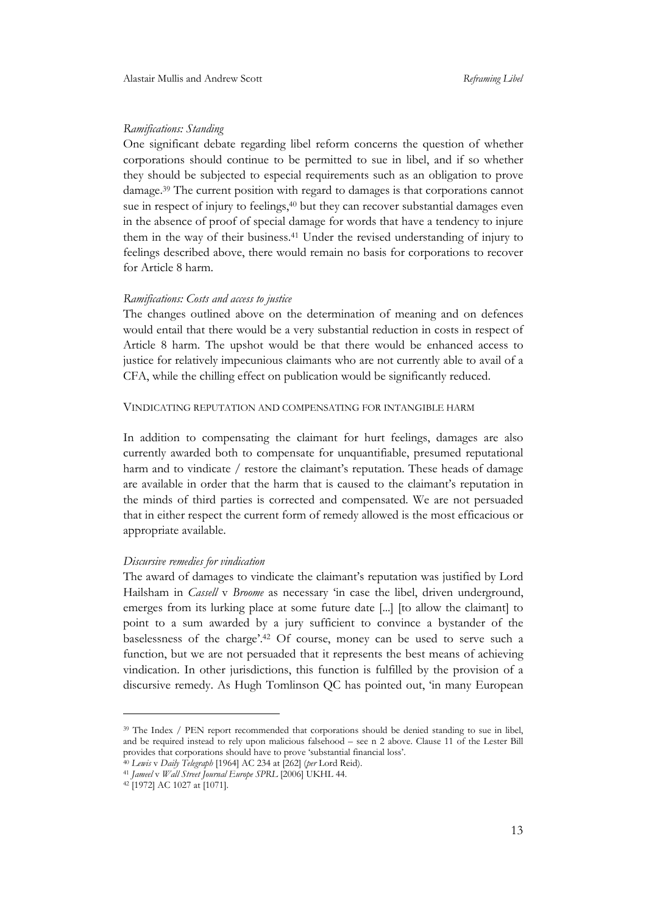*Ramifications: Standing*

One significant debate regarding libel reform concerns the question of whether corporations should continue to be permitted to sue in libel, and if so whether they should be subjected to especial requirements such as an obligation to prove damage.[39] The current position with regard to damages is that corporations cannot sue in respect of injury to feelings,[40] but they can recover substantial damages even in the absence of proof of special damage for words that have a tendency to injure them in the way of their business.[41] Under the revised understanding of injury to feelings described above, there would remain no basis for corporations to recover for Article 8 harm.

*Ramifications: Costs and access to justice*

The changes outlined above on the determination of meaning and on defences would entail that there would be a very substantial reduction in costs in respect of Article 8 harm. The upshot would be that there would be enhanced access to justice for relatively impecunious claimants who are not currently able to avail of a CFA, while the chilling effect on publication would be significantly reduced.

VINDICATING REPUTATION AND COMPENSATING FOR INTANGIBLE HARM

In addition to compensating the claimant for hurt feelings, damages are also currently awarded both to compensate for unquantifiable, presumed reputational harm and to vindicate / restore the claimant's reputation. These heads of damage are available in order that the harm that is caused to the claimant's reputation in the minds of third parties is corrected and compensated. We are not persuaded that in either respect the current form of remedy allowed is the most efficacious or appropriate available.

*Discursive remedies for vindication*

The award of damages to vindicate the claimant's reputation was justified by Lord Hailsham in *Cassell* v *Broome* as necessary 'in case the libel, driven underground, emerges from its lurking place at some future date [...] [to allow the claimant] to point to a sum awarded by a jury sufficient to convince a bystander of the baselessness of the charge'.[42] Of course, money can be used to serve such a function, but we are not persuaded that it represents the best means of achieving vindication. In other jurisdictions, this function is fulfilled by the provision of a discursive remedy. As Hugh Tomlinson QC has pointed out, 'in many European

---

[39] The Index / PEN report recommended that corporations should be denied standing to sue in libel, and be required instead to rely upon malicious falsehood – see n 2 above. Clause 11 of the Lester Bill provides that corporations should have to prove 'substantial financial loss'.

[40] *Lewis* v *Daily Telegraph* [1964] AC 234 at [262] (*per* Lord Reid).

[41] *Jameel* v *Wall Street Journal Europe SPRL* [2006] UKHL 44.

[42] [1972] AC 1027 at [1071].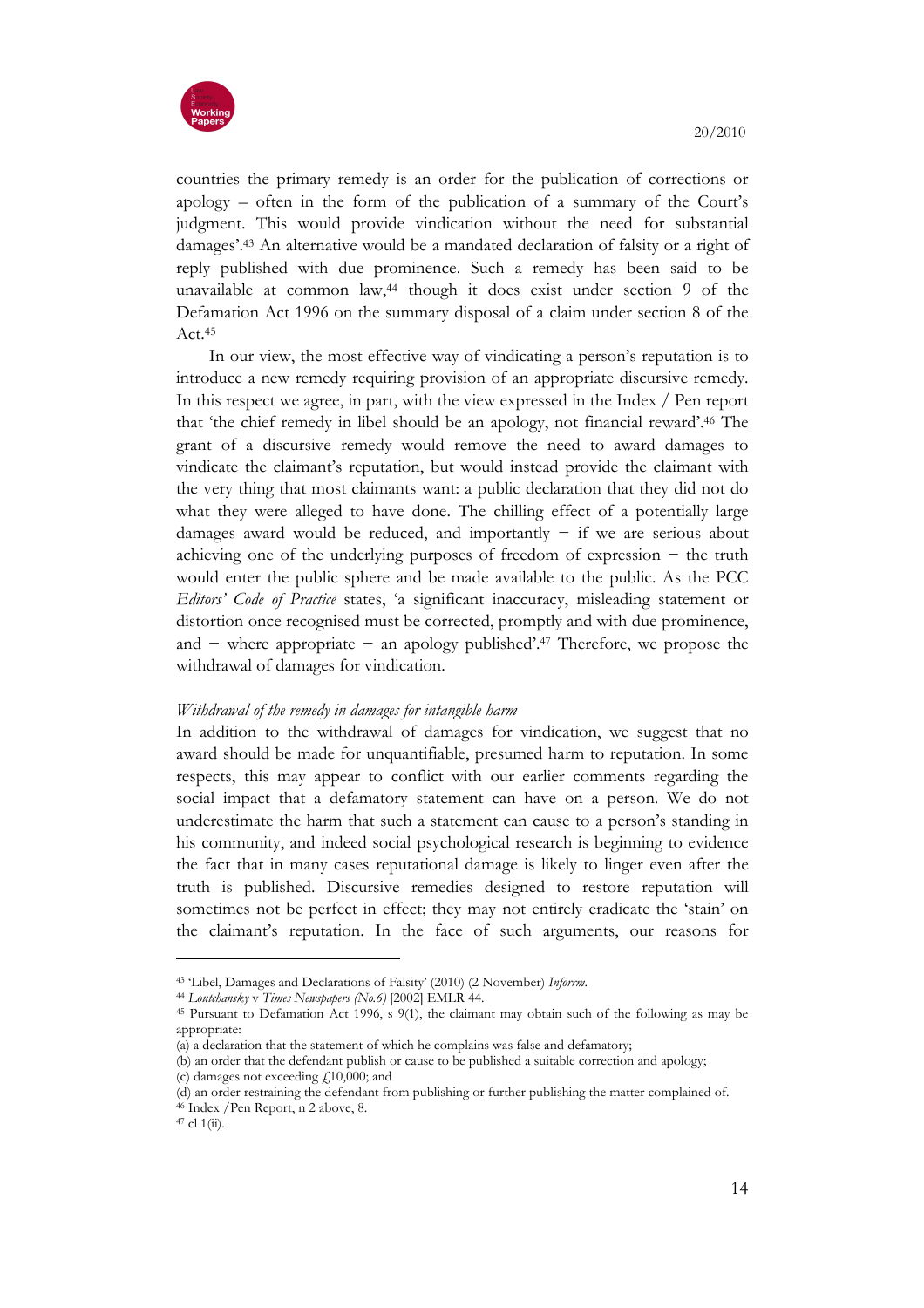countries the primary remedy is an order for the publication of corrections or apology – often in the form of the publication of a summary of the Court's judgment. This would provide vindication without the need for substantial damages'.[43] An alternative would be a mandated declaration of falsity or a right of reply published with due prominence. Such a remedy has been said to be unavailable at common law,[44] though it does exist under section 9 of the Defamation Act 1996 on the summary disposal of a claim under section 8 of the Act.[45]

In our view, the most effective way of vindicating a person's reputation is to introduce a new remedy requiring provision of an appropriate discursive remedy. In this respect we agree, in part, with the view expressed in the Index / Pen report that 'the chief remedy in libel should be an apology, not financial reward'.[46] The grant of a discursive remedy would remove the need to award damages to vindicate the claimant's reputation, but would instead provide the claimant with the very thing that most claimants want: a public declaration that they did not do what they were alleged to have done. The chilling effect of a potentially large damages award would be reduced, and importantly − if we are serious about achieving one of the underlying purposes of freedom of expression − the truth would enter the public sphere and be made available to the public. As the PCC *Editors' Code of Practice* states, 'a significant inaccuracy, misleading statement or distortion once recognised must be corrected, promptly and with due prominence, and − where appropriate − an apology published'.[47] Therefore, we propose the withdrawal of damages for vindication.

*Withdrawal of the remedy in damages for intangible harm*

In addition to the withdrawal of damages for vindication, we suggest that no award should be made for unquantifiable, presumed harm to reputation. In some respects, this may appear to conflict with our earlier comments regarding the social impact that a defamatory statement can have on a person. We do not underestimate the harm that such a statement can cause to a person's standing in his community, and indeed social psychological research is beginning to evidence the fact that in many cases reputational damage is likely to linger even after the truth is published. Discursive remedies designed to restore reputation will sometimes not be perfect in effect; they may not entirely eradicate the 'stain' on the claimant's reputation. In the face of such arguments, our reasons for

---

[43] 'Libel, Damages and Declarations of Falsity' (2010) (2 November) *Inforrm*.

[44] *Loutchansky* v *Times Newspapers (No.6)* [2002] EMLR 44.

[45] Pursuant to Defamation Act 1996, s 9(1), the claimant may obtain such of the following as may be appropriate:
(a) a declaration that the statement of which he complains was false and defamatory;
(b) an order that the defendant publish or cause to be published a suitable correction and apology;
(c) damages not exceeding £10,000; and
(d) an order restraining the defendant from publishing or further publishing the matter complained of.

[46] Index /Pen Report, n 2 above, 8.

[47] cl 1(ii).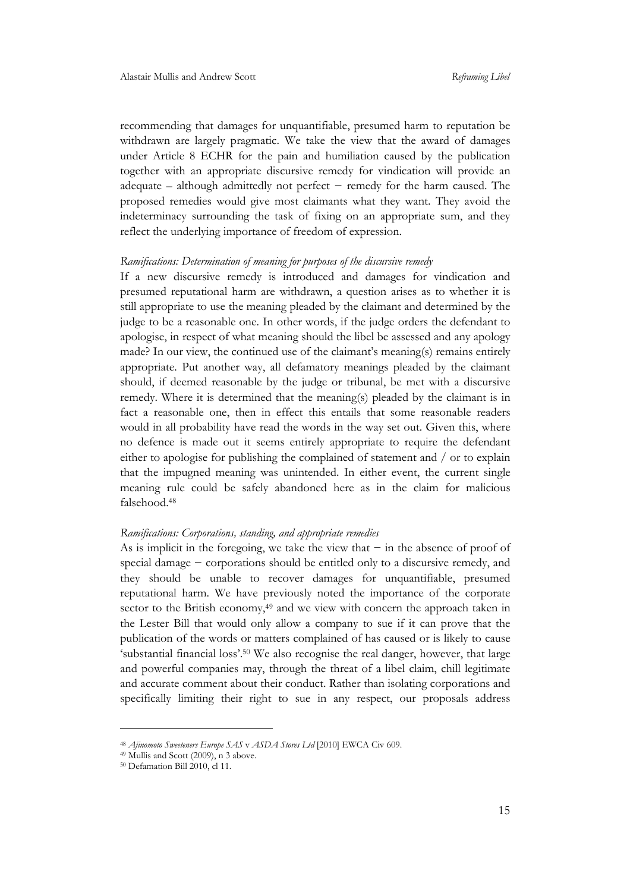recommending that damages for unquantifiable, presumed harm to reputation be withdrawn are largely pragmatic. We take the view that the award of damages under Article 8 ECHR for the pain and humiliation caused by the publication together with an appropriate discursive remedy for vindication will provide an adequate – although admittedly not perfect − remedy for the harm caused. The proposed remedies would give most claimants what they want. They avoid the indeterminacy surrounding the task of fixing on an appropriate sum, and they reflect the underlying importance of freedom of expression.

*Ramifications: Determination of meaning for purposes of the discursive remedy*

If a new discursive remedy is introduced and damages for vindication and presumed reputational harm are withdrawn, a question arises as to whether it is still appropriate to use the meaning pleaded by the claimant and determined by the judge to be a reasonable one. In other words, if the judge orders the defendant to apologise, in respect of what meaning should the libel be assessed and any apology made? In our view, the continued use of the claimant's meaning(s) remains entirely appropriate. Put another way, all defamatory meanings pleaded by the claimant should, if deemed reasonable by the judge or tribunal, be met with a discursive remedy. Where it is determined that the meaning(s) pleaded by the claimant is in fact a reasonable one, then in effect this entails that some reasonable readers would in all probability have read the words in the way set out. Given this, where no defence is made out it seems entirely appropriate to require the defendant either to apologise for publishing the complained of statement and / or to explain that the impugned meaning was unintended. In either event, the current single meaning rule could be safely abandoned here as in the claim for malicious falsehood.[48]

*Ramifications: Corporations, standing, and appropriate remedies*

As is implicit in the foregoing, we take the view that − in the absence of proof of special damage − corporations should be entitled only to a discursive remedy, and they should be unable to recover damages for unquantifiable, presumed reputational harm. We have previously noted the importance of the corporate sector to the British economy,[49] and we view with concern the approach taken in the Lester Bill that would only allow a company to sue if it can prove that the publication of the words or matters complained of has caused or is likely to cause 'substantial financial loss'.[50] We also recognise the real danger, however, that large and powerful companies may, through the threat of a libel claim, chill legitimate and accurate comment about their conduct. Rather than isolating corporations and specifically limiting their right to sue in any respect, our proposals address

---

[48] *Ajinomoto Sweeteners Europe SAS* v *ASDA Stores Ltd* [2010] EWCA Civ 609.

[49] Mullis and Scott (2009), n 3 above.

[50] Defamation Bill 2010, cl 11.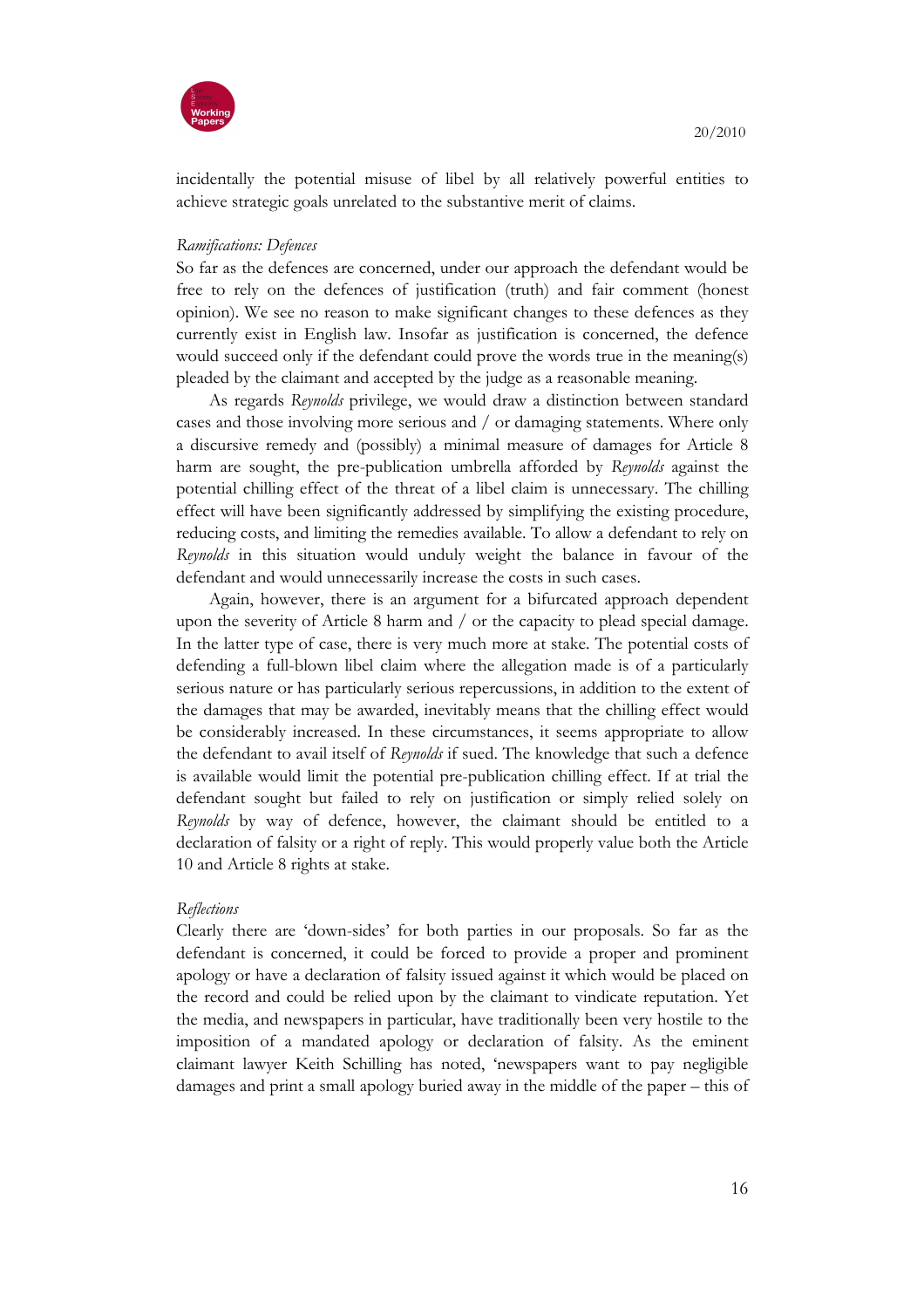incidentally the potential misuse of libel by all relatively powerful entities to achieve strategic goals unrelated to the substantive merit of claims.

*Ramifications: Defences*

So far as the defences are concerned, under our approach the defendant would be free to rely on the defences of justification (truth) and fair comment (honest opinion). We see no reason to make significant changes to these defences as they currently exist in English law. Insofar as justification is concerned, the defence would succeed only if the defendant could prove the words true in the meaning(s) pleaded by the claimant and accepted by the judge as a reasonable meaning.

As regards *Reynolds* privilege, we would draw a distinction between standard cases and those involving more serious and / or damaging statements. Where only a discursive remedy and (possibly) a minimal measure of damages for Article 8 harm are sought, the pre-publication umbrella afforded by *Reynolds* against the potential chilling effect of the threat of a libel claim is unnecessary. The chilling effect will have been significantly addressed by simplifying the existing procedure, reducing costs, and limiting the remedies available. To allow a defendant to rely on *Reynolds* in this situation would unduly weight the balance in favour of the defendant and would unnecessarily increase the costs in such cases.

Again, however, there is an argument for a bifurcated approach dependent upon the severity of Article 8 harm and / or the capacity to plead special damage. In the latter type of case, there is very much more at stake. The potential costs of defending a full-blown libel claim where the allegation made is of a particularly serious nature or has particularly serious repercussions, in addition to the extent of the damages that may be awarded, inevitably means that the chilling effect would be considerably increased. In these circumstances, it seems appropriate to allow the defendant to avail itself of *Reynolds* if sued. The knowledge that such a defence is available would limit the potential pre-publication chilling effect. If at trial the defendant sought but failed to rely on justification or simply relied solely on *Reynolds* by way of defence, however, the claimant should be entitled to a declaration of falsity or a right of reply. This would properly value both the Article 10 and Article 8 rights at stake.

*Reflections*

Clearly there are 'down-sides' for both parties in our proposals. So far as the defendant is concerned, it could be forced to provide a proper and prominent apology or have a declaration of falsity issued against it which would be placed on the record and could be relied upon by the claimant to vindicate reputation. Yet the media, and newspapers in particular, have traditionally been very hostile to the imposition of a mandated apology or declaration of falsity. As the eminent claimant lawyer Keith Schilling has noted, 'newspapers want to pay negligible damages and print a small apology buried away in the middle of the paper – this of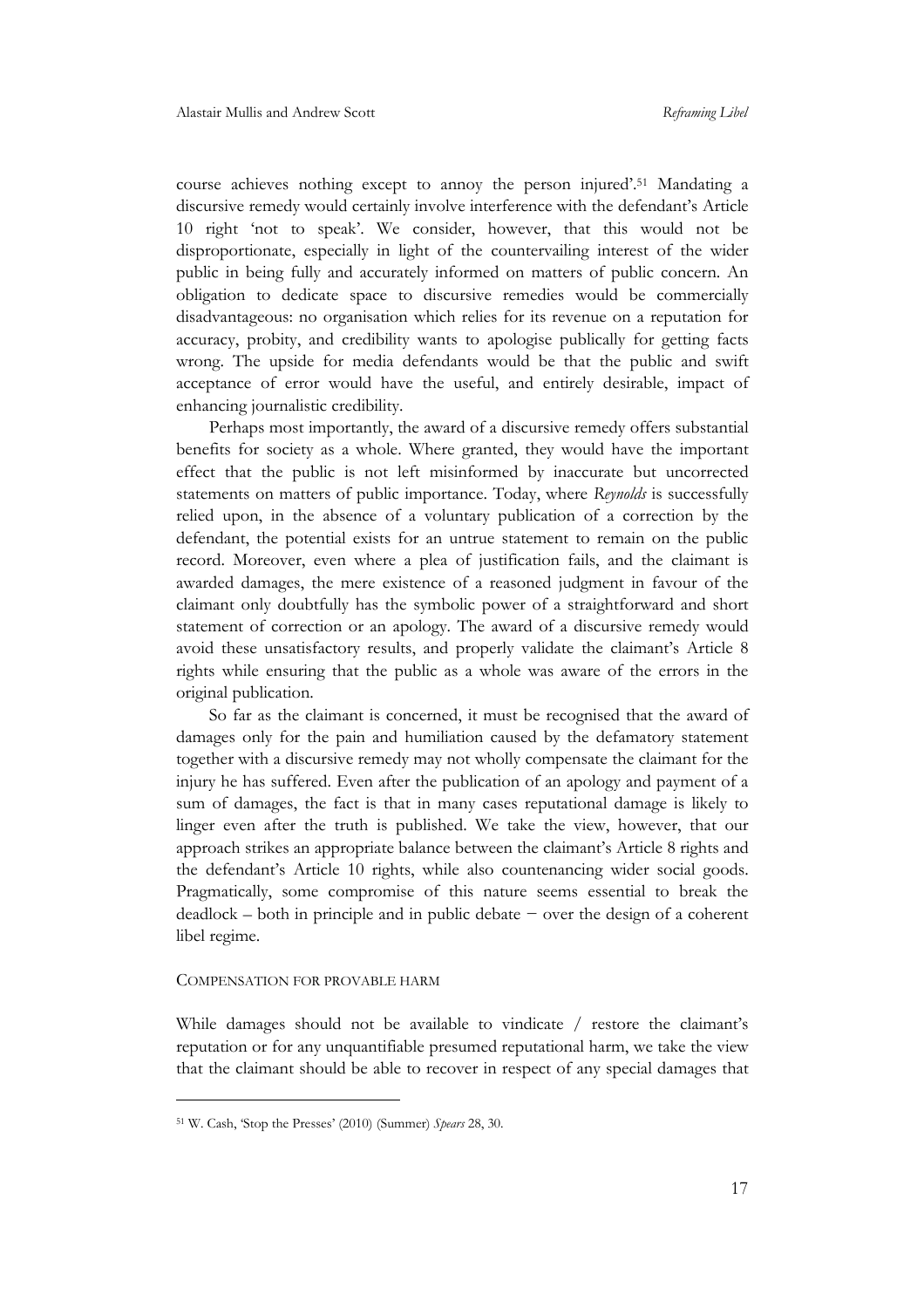course achieves nothing except to annoy the person injured'.[51] Mandating a discursive remedy would certainly involve interference with the defendant's Article 10 right 'not to speak'. We consider, however, that this would not be disproportionate, especially in light of the countervailing interest of the wider public in being fully and accurately informed on matters of public concern. An obligation to dedicate space to discursive remedies would be commercially disadvantageous: no organisation which relies for its revenue on a reputation for accuracy, probity, and credibility wants to apologise publically for getting facts wrong. The upside for media defendants would be that the public and swift acceptance of error would have the useful, and entirely desirable, impact of enhancing journalistic credibility.

Perhaps most importantly, the award of a discursive remedy offers substantial benefits for society as a whole. Where granted, they would have the important effect that the public is not left misinformed by inaccurate but uncorrected statements on matters of public importance. Today, where *Reynolds* is successfully relied upon, in the absence of a voluntary publication of a correction by the defendant, the potential exists for an untrue statement to remain on the public record. Moreover, even where a plea of justification fails, and the claimant is awarded damages, the mere existence of a reasoned judgment in favour of the claimant only doubtfully has the symbolic power of a straightforward and short statement of correction or an apology. The award of a discursive remedy would avoid these unsatisfactory results, and properly validate the claimant's Article 8 rights while ensuring that the public as a whole was aware of the errors in the original publication.

So far as the claimant is concerned, it must be recognised that the award of damages only for the pain and humiliation caused by the defamatory statement together with a discursive remedy may not wholly compensate the claimant for the injury he has suffered. Even after the publication of an apology and payment of a sum of damages, the fact is that in many cases reputational damage is likely to linger even after the truth is published. We take the view, however, that our approach strikes an appropriate balance between the claimant's Article 8 rights and the defendant's Article 10 rights, while also countenancing wider social goods. Pragmatically, some compromise of this nature seems essential to break the deadlock – both in principle and in public debate − over the design of a coherent libel regime.

### COMPENSATION FOR PROVABLE HARM

While damages should not be available to vindicate / restore the claimant's reputation or for any unquantifiable presumed reputational harm, we take the view that the claimant should be able to recover in respect of any special damages that

---

[51] W. Cash, 'Stop the Presses' (2010) (Summer) *Spears* 28, 30.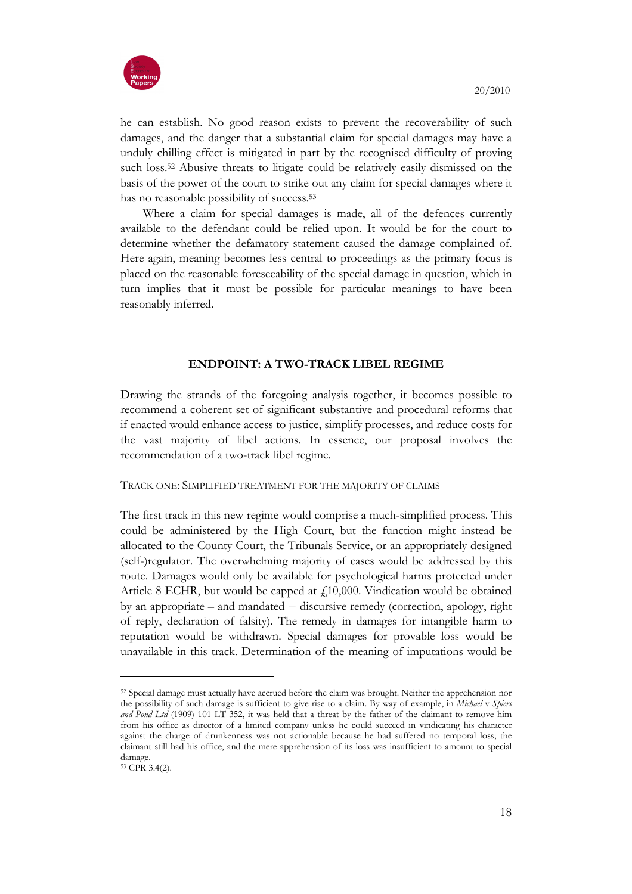he can establish. No good reason exists to prevent the recoverability of such damages, and the danger that a substantial claim for special damages may have a unduly chilling effect is mitigated in part by the recognised difficulty of proving such loss.[52] Abusive threats to litigate could be relatively easily dismissed on the basis of the power of the court to strike out any claim for special damages where it has no reasonable possibility of success.[53]

Where a claim for special damages is made, all of the defences currently available to the defendant could be relied upon. It would be for the court to determine whether the defamatory statement caused the damage complained of. Here again, meaning becomes less central to proceedings as the primary focus is placed on the reasonable foreseeability of the special damage in question, which in turn implies that it must be possible for particular meanings to have been reasonably inferred.

## ENDPOINT: A TWO-TRACK LIBEL REGIME

Drawing the strands of the foregoing analysis together, it becomes possible to recommend a coherent set of significant substantive and procedural reforms that if enacted would enhance access to justice, simplify processes, and reduce costs for the vast majority of libel actions. In essence, our proposal involves the recommendation of a two-track libel regime.

### TRACK ONE: SIMPLIFIED TREATMENT FOR THE MAJORITY OF CLAIMS

The first track in this new regime would comprise a much-simplified process. This could be administered by the High Court, but the function might instead be allocated to the County Court, the Tribunals Service, or an appropriately designed (self-)regulator. The overwhelming majority of cases would be addressed by this route. Damages would only be available for psychological harms protected under Article 8 ECHR, but would be capped at £10,000. Vindication would be obtained by an appropriate – and mandated − discursive remedy (correction, apology, right of reply, declaration of falsity). The remedy in damages for intangible harm to reputation would be withdrawn. Special damages for provable loss would be unavailable in this track. Determination of the meaning of imputations would be

---

[52] Special damage must actually have accrued before the claim was brought. Neither the apprehension nor the possibility of such damage is sufficient to give rise to a claim. By way of example, in *Michael* v *Spiers and Pond Ltd* (1909) 101 LT 352, it was held that a threat by the father of the claimant to remove him from his office as director of a limited company unless he could succeed in vindicating his character against the charge of drunkenness was not actionable because he had suffered no temporal loss; the claimant still had his office, and the mere apprehension of its loss was insufficient to amount to special damage.

[53] CPR 3.4(2).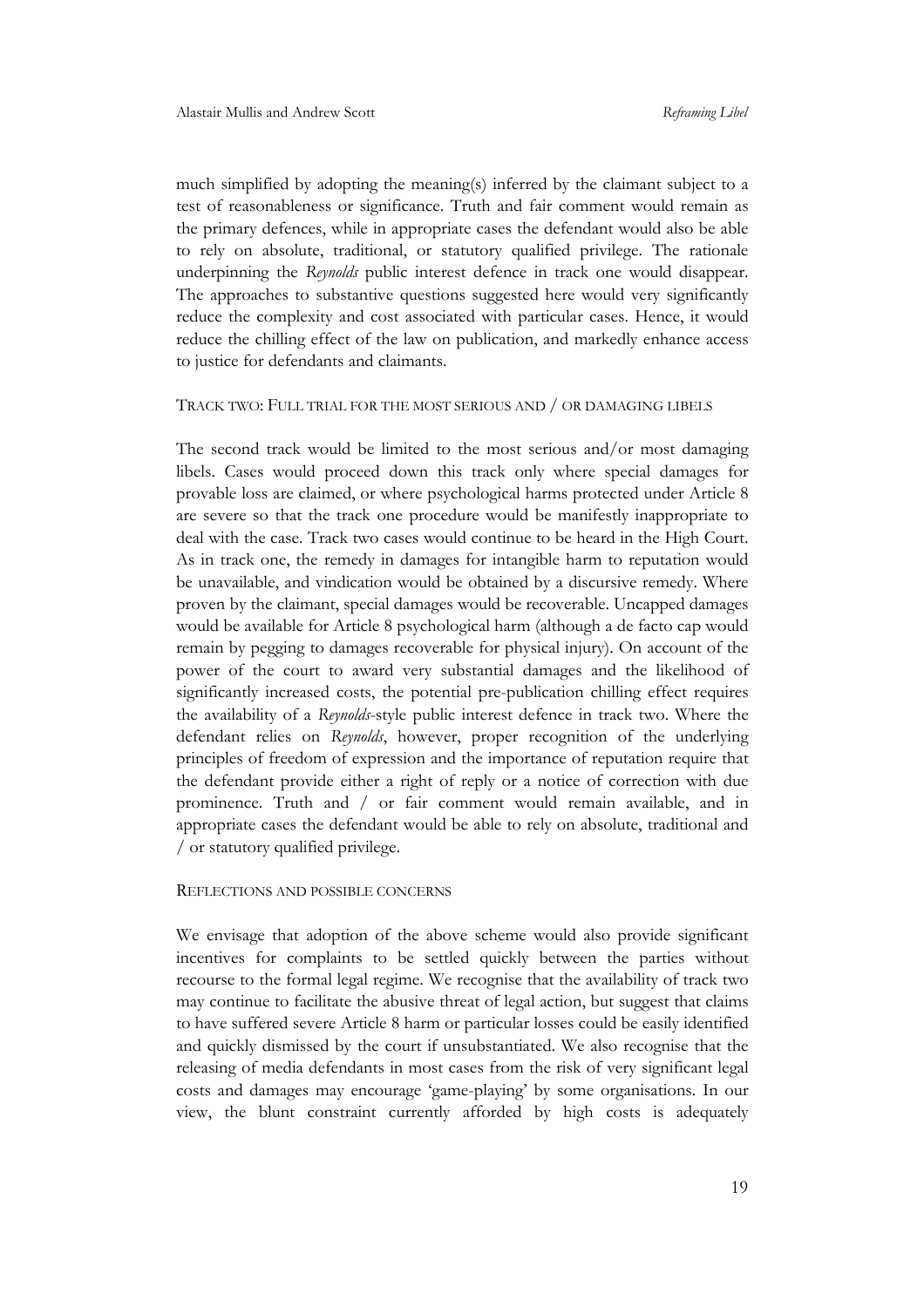much simplified by adopting the meaning(s) inferred by the claimant subject to a test of reasonableness or significance. Truth and fair comment would remain as the primary defences, while in appropriate cases the defendant would also be able to rely on absolute, traditional, or statutory qualified privilege. The rationale underpinning the *Reynolds* public interest defence in track one would disappear. The approaches to substantive questions suggested here would very significantly reduce the complexity and cost associated with particular cases. Hence, it would reduce the chilling effect of the law on publication, and markedly enhance access to justice for defendants and claimants.

### TRACK TWO: FULL TRIAL FOR THE MOST SERIOUS AND / OR DAMAGING LIBELS

The second track would be limited to the most serious and/or most damaging libels. Cases would proceed down this track only where special damages for provable loss are claimed, or where psychological harms protected under Article 8 are severe so that the track one procedure would be manifestly inappropriate to deal with the case. Track two cases would continue to be heard in the High Court. As in track one, the remedy in damages for intangible harm to reputation would be unavailable, and vindication would be obtained by a discursive remedy. Where proven by the claimant, special damages would be recoverable. Uncapped damages would be available for Article 8 psychological harm (although a de facto cap would remain by pegging to damages recoverable for physical injury). On account of the power of the court to award very substantial damages and the likelihood of significantly increased costs, the potential pre-publication chilling effect requires the availability of a *Reynolds*-style public interest defence in track two. Where the defendant relies on *Reynolds*, however, proper recognition of the underlying principles of freedom of expression and the importance of reputation require that the defendant provide either a right of reply or a notice of correction with due prominence. Truth and / or fair comment would remain available, and in appropriate cases the defendant would be able to rely on absolute, traditional and / or statutory qualified privilege.

### REFLECTIONS AND POSSIBLE CONCERNS

We envisage that adoption of the above scheme would also provide significant incentives for complaints to be settled quickly between the parties without recourse to the formal legal regime. We recognise that the availability of track two may continue to facilitate the abusive threat of legal action, but suggest that claims to have suffered severe Article 8 harm or particular losses could be easily identified and quickly dismissed by the court if unsubstantiated. We also recognise that the releasing of media defendants in most cases from the risk of very significant legal costs and damages may encourage 'game-playing' by some organisations. In our view, the blunt constraint currently afforded by high costs is adequately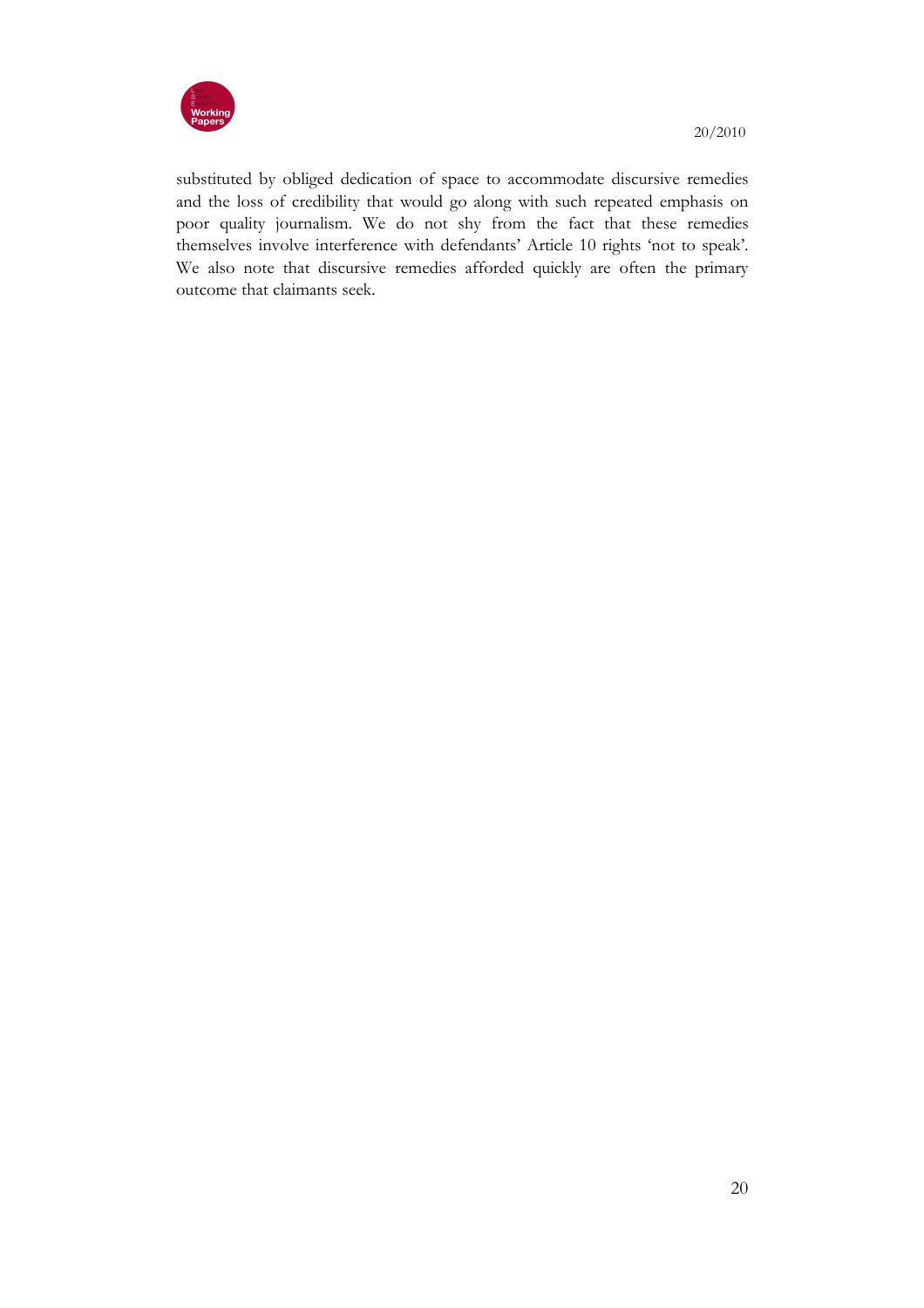substituted by obliged dedication of space to accommodate discursive remedies and the loss of credibility that would go along with such repeated emphasis on poor quality journalism. We do not shy from the fact that these remedies themselves involve interference with defendants' Article 10 rights 'not to speak'. We also note that discursive remedies afforded quickly are often the primary outcome that claimants seek.